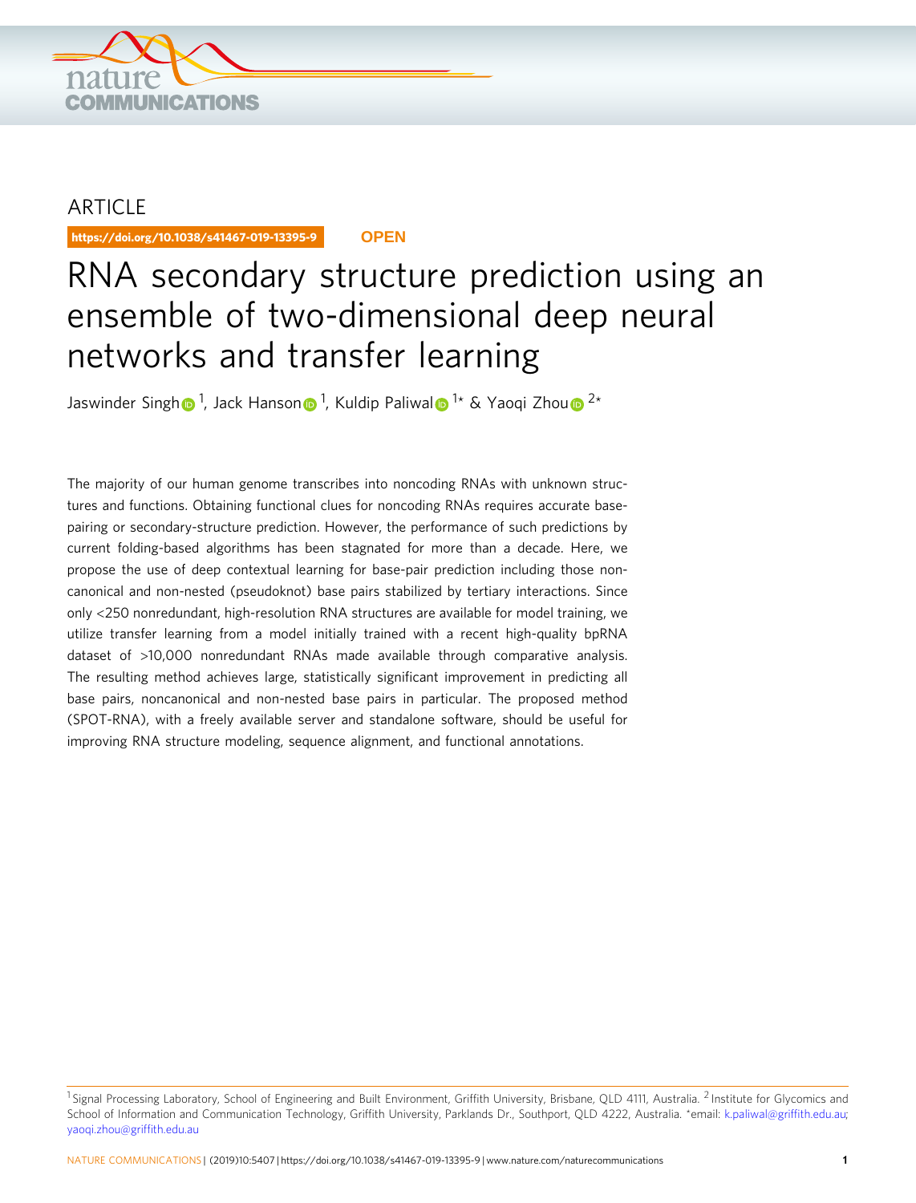ARTICLE

https://doi.org/10.1038/s41467-019-13395-9 OPEN

# RNA secondary structure prediction using an ensemble of two-dimensional deep neural networks and transfer learning

Jaswinder Singh[1], Jack Hanson[1], Kuldip Paliwal[1*] & Yaoqi Zhou[2*]

The majority of our human genome transcribes into noncoding RNAs with unknown structures and functions. Obtaining functional clues for noncoding RNAs requires accurate base-pairing or secondary-structure prediction. However, the performance of such predictions by current folding-based algorithms has been stagnated for more than a decade. Here, we propose the use of deep contextual learning for base-pair prediction including those non-canonical and non-nested (pseudoknot) base pairs stabilized by tertiary interactions. Since only <250 nonredundant, high-resolution RNA structures are available for model training, we utilize transfer learning from a model initially trained with a recent high-quality bpRNA dataset of >10,000 nonredundant RNAs made available through comparative analysis. The resulting method achieves large, statistically significant improvement in predicting all base pairs, noncanonical and non-nested base pairs in particular. The proposed method (SPOT-RNA), with a freely available server and standalone software, should be useful for improving RNA structure modeling, sequence alignment, and functional annotations.

[1] Signal Processing Laboratory, School of Engineering and Built Environment, Griffith University, Brisbane, QLD 4111, Australia. [2] Institute for Glycomics and School of Information and Communication Technology, Griffith University, Parklands Dr., Southport, QLD 4222, Australia. *email: k.paliwal@griffith.edu.au; yaoqi.zhou@griffith.edu.au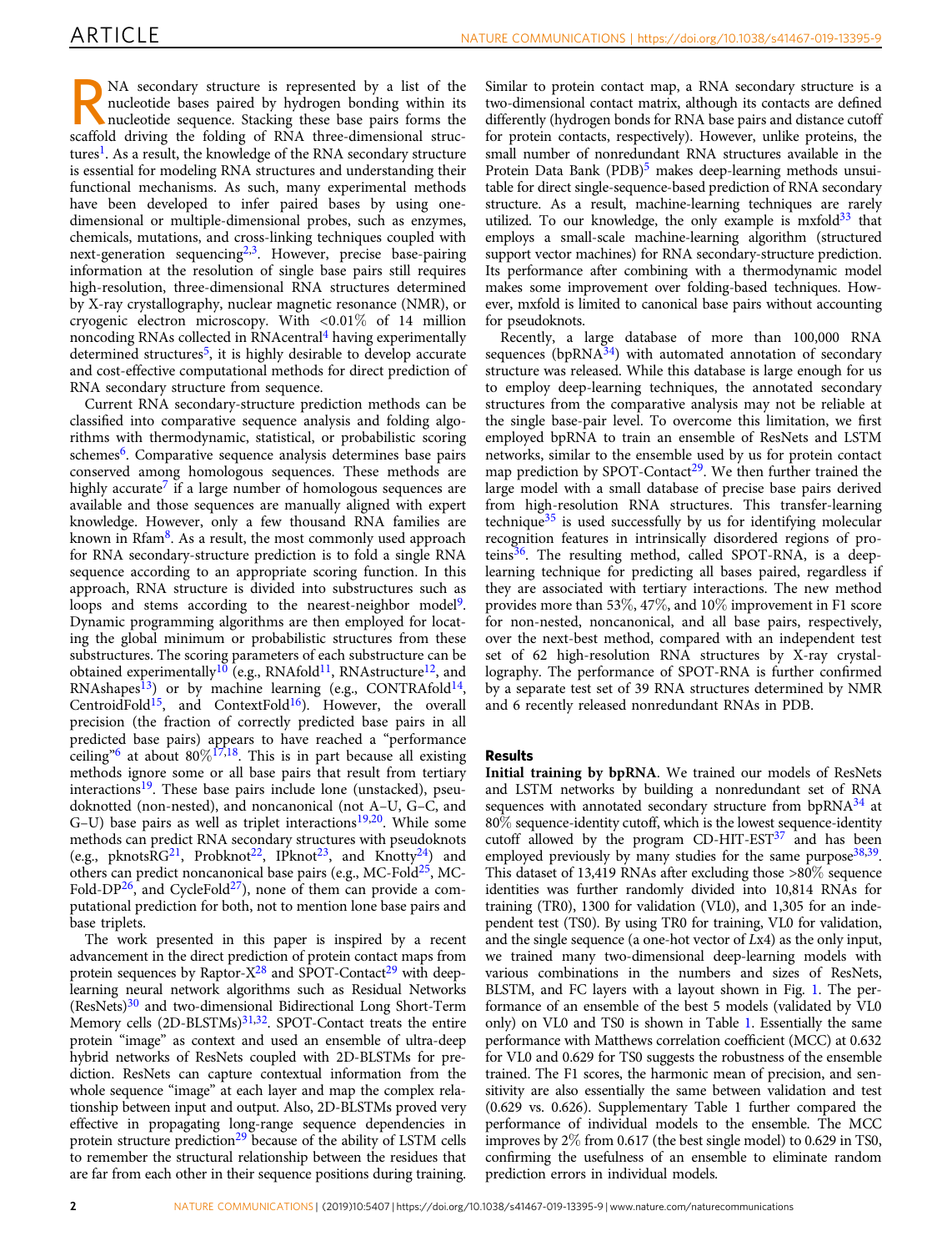RNA secondary structure is represented by a list of the nucleotide bases paired by hydrogen bonding within its nucleotide sequence. Stacking these base pairs forms the scaffold driving the folding of RNA three-dimensional structures[1]. As a result, the knowledge of the RNA secondary structure is essential for modeling RNA structures and understanding their functional mechanisms. As such, many experimental methods have been developed to infer paired bases by using one-dimensional or multiple-dimensional probes, such as enzymes, chemicals, mutations, and cross-linking techniques coupled with next-generation sequencing[2,3]. However, precise base-pairing information at the resolution of single base pairs still requires high-resolution, three-dimensional RNA structures determined by X-ray crystallography, nuclear magnetic resonance (NMR), or cryogenic electron microscopy. With <0.01% of 14 million noncoding RNAs collected in RNAcentral[4] having experimentally determined structures[5], it is highly desirable to develop accurate and cost-effective computational methods for direct prediction of RNA secondary structure from sequence.

Current RNA secondary-structure prediction methods can be classified into comparative sequence analysis and folding algorithms with thermodynamic, statistical, or probabilistic scoring schemes[6]. Comparative sequence analysis determines base pairs conserved among homologous sequences. These methods are highly accurate[7] if a large number of homologous sequences are available and those sequences are manually aligned with expert knowledge. However, only a few thousand RNA families are known in Rfam[8]. As a result, the most commonly used approach for RNA secondary-structure prediction is to fold a single RNA sequence according to an appropriate scoring function. In this approach, RNA structure is divided into substructures such as loops and stems according to the nearest-neighbor model[9]. Dynamic programming algorithms are then employed for locating the global minimum or probabilistic structures from these substructures. The scoring parameters of each substructure can be obtained experimentally[10] (e.g., RNAfold[11], RNAstructure[12], and RNAshapes[13]) or by machine learning (e.g., CONTRAfold[14], CentroidFold[15], and ContextFold[16]). However, the overall precision (the fraction of correctly predicted base pairs in all predicted base pairs) appears to have reached a "performance ceiling"[6] at about 80%[17,18]. This is in part because all existing methods ignore some or all base pairs that result from tertiary interactions[19]. These base pairs include lone (unstacked), pseudoknotted (non-nested), and noncanonical (not A–U, G–C, and G–U) base pairs as well as triplet interactions[19,20]. While some methods can predict RNA secondary structures with pseudoknots (e.g., pknotsRG[21], Probknot[22], IPknot[23], and Knotty[24]) and others can predict noncanonical base pairs (e.g., MC-Fold[25], MC-Fold-DP[26], and CycleFold[27]), none of them can provide a computational prediction for both, not to mention lone base pairs and base triplets.

The work presented in this paper is inspired by a recent advancement in the direct prediction of protein contact maps from protein sequences by Raptor-X[28] and SPOT-Contact[29] with deep-learning neural network algorithms such as Residual Networks (ResNets)[30] and two-dimensional Bidirectional Long Short-Term Memory cells (2D-BLSTMs)[31,32]. SPOT-Contact treats the entire protein "image" as context and used an ensemble of ultra-deep hybrid networks of ResNets coupled with 2D-BLSTMs for prediction. ResNets can capture contextual information from the whole sequence "image" at each layer and map the complex relationship between input and output. Also, 2D-BLSTMs proved very effective in propagating long-range sequence dependencies in protein structure prediction[29] because of the ability of LSTM cells to remember the structural relationship between the residues that are far from each other in their sequence positions during training.

Similar to protein contact map, a RNA secondary structure is a two-dimensional contact matrix, although its contacts are defined differently (hydrogen bonds for RNA base pairs and distance cutoff for protein contacts, respectively). However, unlike proteins, the small number of nonredundant RNA structures available in the Protein Data Bank (PDB)[5] makes deep-learning methods unsuitable for direct single-sequence-based prediction of RNA secondary structure. As a result, machine-learning techniques are rarely utilized. To our knowledge, the only example is mxfold[33] that employs a small-scale machine-learning algorithm (structured support vector machines) for RNA secondary-structure prediction. Its performance after combining with a thermodynamic model makes some improvement over folding-based techniques. However, mxfold is limited to canonical base pairs without accounting for pseudoknots.

Recently, a large database of more than 100,000 RNA sequences (bpRNA[34]) with automated annotation of secondary structure was released. While this database is large enough for us to employ deep-learning techniques, the annotated secondary structures from the comparative analysis may not be reliable at the single base-pair level. To overcome this limitation, we first employed bpRNA to train an ensemble of ResNets and LSTM networks, similar to the ensemble used by us for protein contact map prediction by SPOT-Contact[29]. We then further trained the large model with a small database of precise base pairs derived from high-resolution RNA structures. This transfer-learning technique[35] is used successfully by us for identifying molecular recognition features in intrinsically disordered regions of proteins[36]. The resulting method, called SPOT-RNA, is a deep-learning technique for predicting all bases paired, regardless if they are associated with tertiary interactions. The new method provides more than 53%, 47%, and 10% improvement in F1 score for non-nested, noncanonical, and all base pairs, respectively, over the next-best method, compared with an independent test set of 62 high-resolution RNA structures by X-ray crystallography. The performance of SPOT-RNA is further confirmed by a separate test set of 39 RNA structures determined by NMR and 6 recently released nonredundant RNAs in PDB.

## Results

**Initial training by bpRNA**. We trained our models of ResNets and LSTM networks by building a nonredundant set of RNA sequences with annotated secondary structure from bpRNA[34] at 80% sequence-identity cutoff, which is the lowest sequence-identity cutoff allowed by the program CD-HIT-EST[37] and has been employed previously by many studies for the same purpose[38,39]. This dataset of 13,419 RNAs after excluding those >80% sequence identities was further randomly divided into 10,814 RNAs for training (TR0), 1300 for validation (VL0), and 1,305 for an independent test (TS0). By using TR0 for training, VL0 for validation, and the single sequence (a one-hot vector of $L$x4) as the only input, we trained many two-dimensional deep-learning models with various combinations in the numbers and sizes of ResNets, BLSTM, and FC layers with a layout shown in Fig. 1. The performance of an ensemble of the best 5 models (validated by VL0 only) on VL0 and TS0 is shown in Table 1. Essentially the same performance with Matthews correlation coefficient (MCC) at 0.632 for VL0 and 0.629 for TS0 suggests the robustness of the ensemble trained. The F1 scores, the harmonic mean of precision, and sensitivity are also essentially the same between validation and test (0.629 vs. 0.626). Supplementary Table 1 further compared the performance of individual models to the ensemble. The MCC improves by 2% from 0.617 (the best single model) to 0.629 in TS0, confirming the usefulness of an ensemble to eliminate random prediction errors in individual models.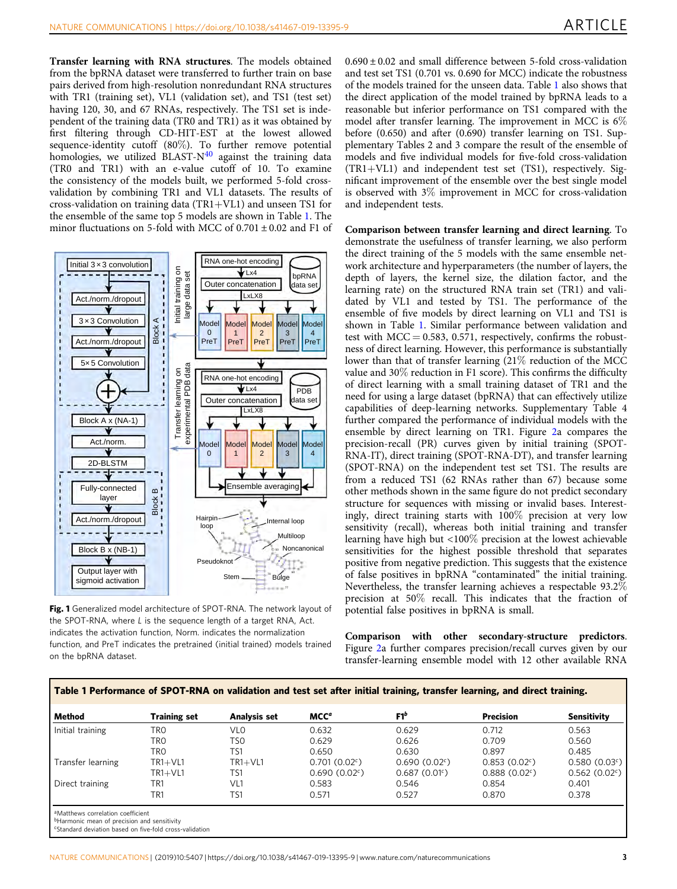**Transfer learning with RNA structures**. The models obtained from the bpRNA dataset were transferred to further train on base pairs derived from high-resolution nonredundant RNA structures with TR1 (training set), VL1 (validation set), and TS1 (test set) having 120, 30, and 67 RNAs, respectively. The TS1 set is independent of the training data (TR0 and TR1) as it was obtained by first filtering through CD-HIT-EST at the lowest allowed sequence-identity cutoff (80%). To further remove potential homologies, we utilized BLAST-N[40] against the training data (TR0 and TR1) with an e-value cutoff of 10. To examine the consistency of the models built, we performed 5-fold cross-validation by combining TR1 and VL1 datasets. The results of cross-validation on training data (TR1+VL1) and unseen TS1 for the ensemble of the same top 5 models are shown in Table 1. The minor fluctuations on 5-fold with MCC of 0.701 ± 0.02 and F1 of 0.690 ± 0.02 and small difference between 5-fold cross-validation and test set TS1 (0.701 vs. 0.690 for MCC) indicate the robustness of the models trained for the unseen data. Table 1 also shows that the direct application of the model trained by bpRNA leads to a reasonable but inferior performance on TS1 compared with the model after transfer learning. The improvement in MCC is 6% before (0.650) and after (0.690) transfer learning on TS1. Supplementary Tables 2 and 3 compare the result of the ensemble of models and five individual models for five-fold cross-validation (TR1+VL1) and independent test set (TS1), respectively. Significant improvement of the ensemble over the best single model is observed with 3% improvement in MCC for cross-validation and independent tests.

Fig. 1 Generalized model architecture of SPOT-RNA. The network layout of the SPOT-RNA, where $L$ is the sequence length of a target RNA, Act. indicates the activation function, Norm. indicates the normalization function, and PreT indicates the pretrained (initial trained) models trained on the bpRNA dataset.

**Comparison between transfer learning and direct learning**. To demonstrate the usefulness of transfer learning, we also perform the direct training of the 5 models with the same ensemble network architecture and hyperparameters (the number of layers, the depth of layers, the kernel size, the dilation factor, and the learning rate) on the structured RNA train set (TR1) and validated by VL1 and tested by TS1. The performance of the ensemble of five models by direct learning on VL1 and TS1 is shown in Table 1. Similar performance between validation and test with MCC = 0.583, 0.571, respectively, confirms the robustness of direct learning. However, this performance is substantially lower than that of transfer learning (21% reduction of the MCC value and 30% reduction in F1 score). This confirms the difficulty of direct learning with a small training dataset of TR1 and the need for using a large dataset (bpRNA) that can effectively utilize capabilities of deep-learning networks. Supplementary Table 4 further compared the performance of individual models with the ensemble by direct learning on TR1. Figure 2a compares the precision-recall (PR) curves given by initial training (SPOT-RNA-IT), direct training (SPOT-RNA-DT), and transfer learning (SPOT-RNA) on the independent test set TS1. The results are from a reduced TS1 (62 RNAs rather than 67) because some other methods shown in the same figure do not predict secondary structure for sequences with missing or invalid bases. Interestingly, direct training starts with 100% precision at very low sensitivity (recall), whereas both initial training and transfer learning have high but <100% precision at the lowest achievable sensitivities for the highest possible threshold that separates positive from negative prediction. This suggests that the existence of false positives in bpRNA "contaminated" the initial training. Nevertheless, the transfer learning achieves a respectable 93.2% precision at 50% recall. This indicates that the fraction of potential false positives in bpRNA is small.

**Comparison with other secondary-structure predictors**. Figure 2a further compares precision/recall curves given by our transfer-learning ensemble model with 12 other available RNA

**Table 1 Performance of SPOT-RNA on validation and test set after initial training, transfer learning, and direct training.**

| Method | Training set | Analysis set | MCC[a] | F1[b] | Precision | Sensitivity |
|---|---|---|---|---|---|---|
| Initial training | TR0 | VL0 | 0.632 | 0.629 | 0.712 | 0.563 |
| | TR0 | TS0 | 0.629 | 0.626 | 0.709 | 0.560 |
| | TR0 | TS1 | 0.650 | 0.630 | 0.897 | 0.485 |
| Transfer learning | TR1+VL1 | TR1+VL1 | 0.701 (0.02[c]) | 0.690 (0.02[c]) | 0.853 (0.02[c]) | 0.580 (0.03[c]) |
| | TR1+VL1 | TS1 | 0.690 (0.02[c]) | 0.687 (0.01[c]) | 0.888 (0.02[c]) | 0.562 (0.02[c]) |
| Direct training | TR1 | VL1 | 0.583 | 0.546 | 0.854 | 0.401 |
| | TR1 | TS1 | 0.571 | 0.527 | 0.870 | 0.378 |

[a]Matthews correlation coefficient
[b]Harmonic mean of precision and sensitivity
[c]Standard deviation based on five-fold cross-validation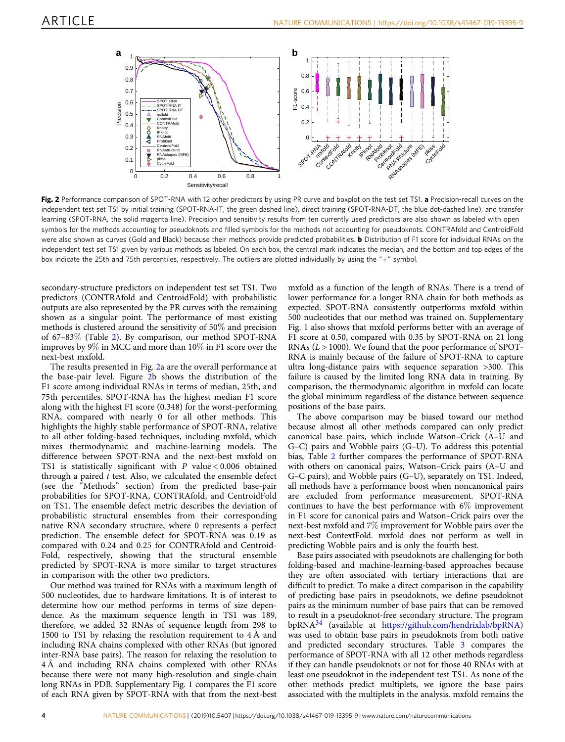**Fig. 2** Performance comparison of SPOT-RNA with 12 other predictors by using PR curve and boxplot on the test set TS1. **a** Precision-recall curves on the independent test set TS1 by initial training (SPOT-RNA-IT, the green dashed line), direct training (SPOT-RNA-DT, the blue dot-dashed line), and transfer learning (SPOT-RNA, the solid magenta line). Precision and sensitivity results from ten currently used predictors are also shown as labeled with open symbols for the methods accounting for pseudoknots and filled symbols for the methods not accounting for pseudoknots. CONTRAfold and CentroidFold were also shown as curves (Gold and Black) because their methods provide predicted probabilities. **b** Distribution of F1 score for individual RNAs on the independent test set TS1 given by various methods as labeled. On each box, the central mark indicates the median, and the bottom and top edges of the box indicate the 25th and 75th percentiles, respectively. The outliers are plotted individually by using the "+" symbol.

secondary-structure predictors on independent test set TS1. Two predictors (CONTRAfold and CentroidFold) with probabilistic outputs are also represented by the PR curves with the remaining shown as a singular point. The performance of most existing methods is clustered around the sensitivity of 50% and precision of 67–83% (Table 2). By comparison, our method SPOT-RNA improves by 9% in MCC and more than 10% in F1 score over the next-best mxfold.

The results presented in Fig. 2a are the overall performance at the base-pair level. Figure 2b shows the distribution of the F1 score among individual RNAs in terms of median, 25th, and 75th percentiles. SPOT-RNA has the highest median F1 score along with the highest F1 score (0.348) for the worst-performing RNA, compared with nearly 0 for all other methods. This highlights the highly stable performance of SPOT-RNA, relative to all other folding-based techniques, including mxfold, which mixes thermodynamic and machine-learning models. The difference between SPOT-RNA and the next-best mxfold on TS1 is statistically significant with $P$ value < 0.006 obtained through a paired $t$ test. Also, we calculated the ensemble defect (see the "Methods" section) from the predicted base-pair probabilities for SPOT-RNA, CONTRAfold, and CentroidFold on TS1. The ensemble defect metric describes the deviation of probabilistic structural ensembles from their corresponding native RNA secondary structure, where 0 represents a perfect prediction. The ensemble defect for SPOT-RNA was 0.19 as compared with 0.24 and 0.25 for CONTRAfold and CentroidFold, respectively, showing that the structural ensemble predicted by SPOT-RNA is more similar to target structures in comparison with the other two predictors.

Our method was trained for RNAs with a maximum length of 500 nucleotides, due to hardware limitations. It is of interest to determine how our method performs in terms of size dependence. As the maximum sequence length in TS1 was 189, therefore, we added 32 RNAs of sequence length from 298 to 1500 to TS1 by relaxing the resolution requirement to 4 Å and including RNA chains complexed with other RNAs (but ignored inter-RNA base pairs). The reason for relaxing the resolution to 4 Å and including RNA chains complexed with other RNAs because there were not many high-resolution and single-chain long RNAs in PDB. Supplementary Fig. 1 compares the F1 score of each RNA given by SPOT-RNA with that from the next-best mxfold as a function of the length of RNAs. There is a trend of lower performance for a longer RNA chain for both methods as expected. SPOT-RNA consistently outperforms mxfold within 500 nucleotides that our method was trained on. Supplementary Fig. 1 also shows that mxfold performs better with an average of F1 score at 0.50, compared with 0.35 by SPOT-RNA on 21 long RNAs ($L$ > 1000). We found that the poor performance of SPOT-RNA is mainly because of the failure of SPOT-RNA to capture ultra long-distance pairs with sequence separation >300. This failure is caused by the limited long RNA data in training. By comparison, the thermodynamic algorithm in mxfold can locate the global minimum regardless of the distance between sequence positions of the base pairs.

The above comparison may be biased toward our method because almost all other methods compared can only predict canonical base pairs, which include Watson–Crick (A–U and G–C) pairs and Wobble pairs (G–U). To address this potential bias, Table 2 further compares the performance of SPOT-RNA with others on canonical pairs, Watson–Crick pairs (A–U and G–C pairs), and Wobble pairs (G–U), separately on TS1. Indeed, all methods have a performance boost when noncanonical pairs are excluded from performance measurement. SPOT-RNA continues to have the best performance with 6% improvement in F1 score for canonical pairs and Watson–Crick pairs over the next-best mxfold and 7% improvement for Wobble pairs over the next-best ContextFold. mxfold does not perform as well in predicting Wobble pairs and is only the fourth best.

Base pairs associated with pseudoknots are challenging for both folding-based and machine-learning-based approaches because they are often associated with tertiary interactions that are difficult to predict. To make a direct comparison in the capability of predicting base pairs in pseudoknots, we define pseudoknot pairs as the minimum number of base pairs that can be removed to result in a pseudoknot-free secondary structure. The program bpRNA[34] (available at https://github.com/hendrixlab/bpRNA) was used to obtain base pairs in pseudoknots from both native and predicted secondary structures. Table 3 compares the performance of SPOT-RNA with all 12 other methods regardless if they can handle pseudoknots or not for those 40 RNAs with at least one pseudoknot in the independent test TS1. As none of the other methods predict multiplets, we ignore the base pairs associated with the multiplets in the analysis. mxfold remains the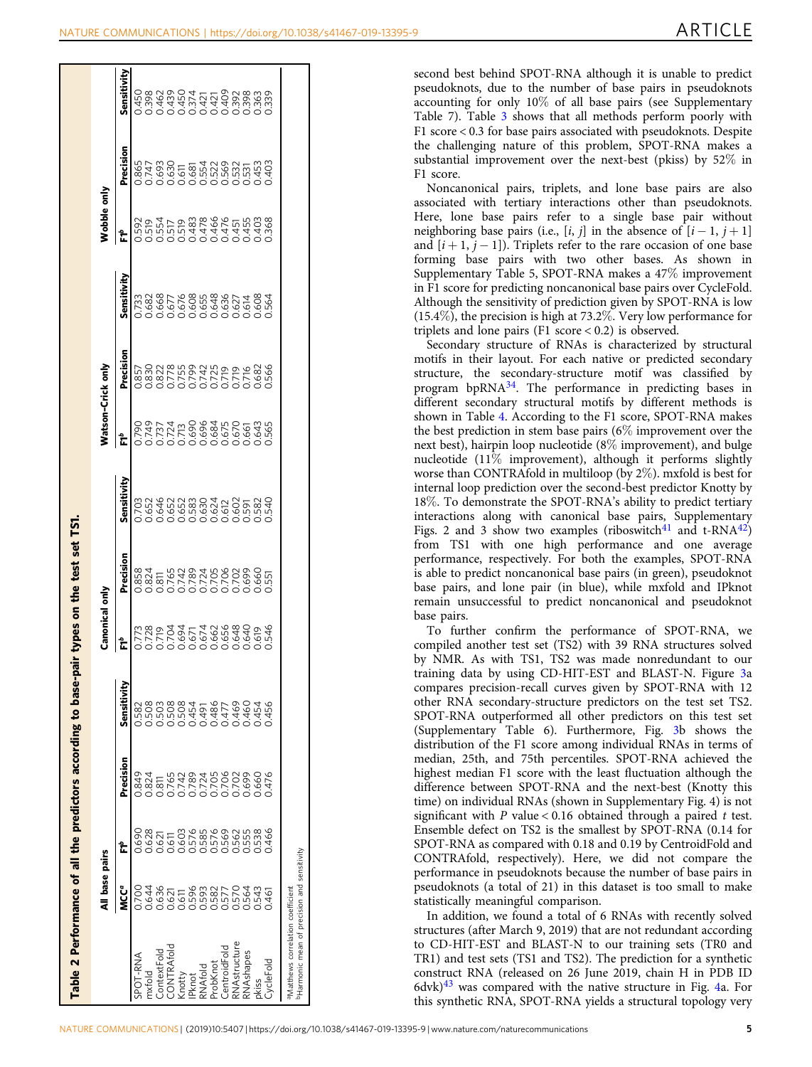**Table 2 Performance of all the predictors according to base-pair types on the test set TS1.**

| | All base pairs | | | | Canonical only | | | Watson–Crick only | | | Wobble only | | |
|---|---|---|---|---|---|---|---|---|---|---|---|---|---|
| | MCC[a] | F1[b] | Precision | Sensitivity | F1[b] | Precision | Sensitivity | F1[b] | Precision | Sensitivity | F1[b] | Precision | Sensitivity |
| SPOT-RNA | 0.700 | 0.690 | 0.849 | 0.582 | 0.773 | 0.858 | 0.703 | 0.790 | 0.857 | 0.733 | 0.592 | 0.865 | 0.450 |
| mxfold | 0.644 | 0.628 | 0.824 | 0.508 | 0.728 | 0.824 | 0.652 | 0.749 | 0.830 | 0.682 | 0.519 | 0.747 | 0.398 |
| ContextFold | 0.636 | 0.621 | 0.811 | 0.503 | 0.719 | 0.811 | 0.646 | 0.737 | 0.822 | 0.668 | 0.554 | 0.693 | 0.462 |
| CONTRAfold | 0.621 | 0.611 | 0.765 | 0.508 | 0.704 | 0.765 | 0.652 | 0.724 | 0.778 | 0.677 | 0.517 | 0.630 | 0.439 |
| Knotty | 0.611 | 0.603 | 0.742 | 0.508 | 0.694 | 0.742 | 0.652 | 0.713 | 0.755 | 0.676 | 0.519 | 0.611 | 0.450 |
| IPknot | 0.596 | 0.576 | 0.789 | 0.454 | 0.671 | 0.789 | 0.583 | 0.690 | 0.799 | 0.608 | 0.483 | 0.681 | 0.374 |
| RNAfold | 0.593 | 0.585 | 0.724 | 0.491 | 0.674 | 0.724 | 0.630 | 0.696 | 0.742 | 0.655 | 0.478 | 0.554 | 0.421 |
| ProbKnot | 0.582 | 0.576 | 0.705 | 0.486 | 0.662 | 0.705 | 0.624 | 0.684 | 0.725 | 0.648 | 0.466 | 0.522 | 0.421 |
| CentroidFold | 0.577 | 0.569 | 0.706 | 0.477 | 0.656 | 0.706 | 0.612 | 0.675 | 0.719 | 0.636 | 0.476 | 0.569 | 0.409 |
| RNAstructure | 0.570 | 0.562 | 0.702 | 0.469 | 0.648 | 0.702 | 0.602 | 0.670 | 0.719 | 0.627 | 0.451 | 0.532 | 0.392 |
| RNAshapes | 0.564 | 0.555 | 0.699 | 0.460 | 0.640 | 0.699 | 0.591 | 0.661 | 0.716 | 0.614 | 0.455 | 0.531 | 0.398 |
| pkiss | 0.543 | 0.538 | 0.660 | 0.454 | 0.619 | 0.660 | 0.582 | 0.643 | 0.682 | 0.608 | 0.403 | 0.453 | 0.363 |
| CycleFold | 0.461 | 0.466 | 0.476 | 0.456 | 0.546 | 0.551 | 0.540 | 0.565 | 0.566 | 0.564 | 0.368 | 0.403 | 0.339 |

[a]Matthews correlation coefficient
[b]Harmonic mean of precision and sensitivity

second best behind SPOT-RNA although it is unable to predict pseudoknots, due to the number of base pairs in pseudoknots accounting for only 10% of all base pairs (see Supplementary Table 7). Table 3 shows that all methods perform poorly with F1 score < 0.3 for base pairs associated with pseudoknots. Despite the challenging nature of this problem, SPOT-RNA makes a substantial improvement over the next-best (pkiss) by 52% in F1 score.

Noncanonical pairs, triplets, and lone base pairs are also associated with tertiary interactions other than pseudoknots. Here, lone base pairs refer to a single base pair without neighboring base pairs (i.e., $[i, j]$ in the absence of $[i-1, j+1]$ and $[i+1, j-1]$). Triplets refer to the rare occasion of one base forming base pairs with two other bases. As shown in Supplementary Table 5, SPOT-RNA makes a 47% improvement in F1 score for predicting noncanonical base pairs over CycleFold. Although the sensitivity of prediction given by SPOT-RNA is low (15.4%), the precision is high at 73.2%. Very low performance for triplets and lone pairs (F1 score < 0.2) is observed.

Secondary structure of RNAs is characterized by structural motifs in their layout. For each native or predicted secondary structure, the secondary-structure motif was classified by program bpRNA[34]. The performance in predicting bases in different secondary structural motifs by different methods is shown in Table 4. According to the F1 score, SPOT-RNA makes the best prediction in stem base pairs (6% improvement over the next best), hairpin loop nucleotide (8% improvement), and bulge nucleotide (11% improvement), although it performs slightly worse than CONTRAfold in multiloop (by 2%). mxfold is best for internal loop prediction over the second-best predictor Knotty by 18%. To demonstrate the SPOT-RNA's ability to predict tertiary interactions along with canonical base pairs, Supplementary Figs. 2 and 3 show two examples (riboswitch[41] and t-RNA[42]) from TS1 with one high performance and one average performance, respectively. For both the examples, SPOT-RNA is able to predict noncanonical base pairs (in green), pseudoknot base pairs, and lone pair (in blue), while mxfold and IPknot remain unsuccessful to predict noncanonical and pseudoknot base pairs.

To further confirm the performance of SPOT-RNA, we compiled another test set (TS2) with 39 RNA structures solved by NMR. As with TS1, TS2 was made nonredundant to our training data by using CD-HIT-EST and BLAST-N. Figure 3a compares precision-recall curves given by SPOT-RNA with 12 other RNA secondary-structure predictors on the test set TS2. SPOT-RNA outperformed all other predictors on this test set (Supplementary Table 6). Furthermore, Fig. 3b shows the distribution of the F1 score among individual RNAs in terms of median, 25th, and 75th percentiles. SPOT-RNA achieved the highest median F1 score with the least fluctuation although the difference between SPOT-RNA and the next-best (Knotty this time) on individual RNAs (shown in Supplementary Fig. 4) is not significant with $P$ value < 0.16 obtained through a paired $t$ test. Ensemble defect on TS2 is the smallest by SPOT-RNA (0.14 for SPOT-RNA as compared with 0.18 and 0.19 by CentroidFold and CONTRAfold, respectively). Here, we did not compare the performance in pseudoknots because the number of base pairs in pseudoknots (a total of 21) in this dataset is too small to make statistically meaningful comparison.

In addition, we found a total of 6 RNAs with recently solved structures (after March 9, 2019) that are not redundant according to CD-HIT-EST and BLAST-N to our training sets (TR0 and TR1) and test sets (TS1 and TS2). The prediction for a synthetic construct RNA (released on 26 June 2019, chain H in PDB ID 6dvk)[43] was compared with the native structure in Fig. 4a. For this synthetic RNA, SPOT-RNA yields a structural topology very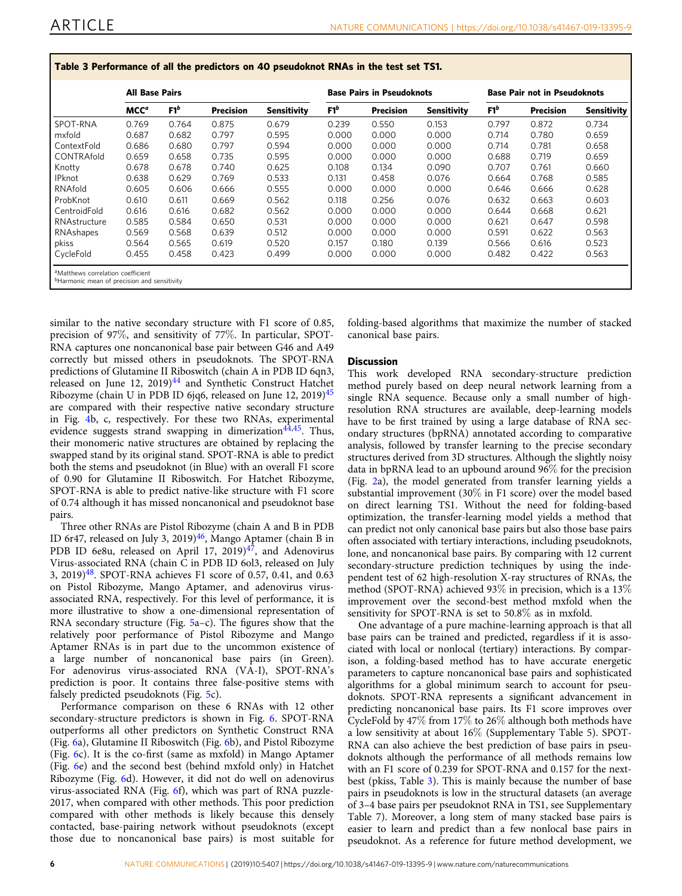**Table 3 Performance of all the predictors on 40 pseudoknot RNAs in the test set TS1.**

| | All Base Pairs | | | | Base Pairs in Pseudoknots | | | Base Pair not in Pseudoknots | | |
|---|---|---|---|---|---|---|---|---|---|---|
| | MCC[a] | F1[b] | Precision | Sensitivity | F1[b] | Precision | Sensitivity | F1[b] | Precision | Sensitivity |
| SPOT-RNA | 0.769 | 0.764 | 0.875 | 0.679 | 0.239 | 0.550 | 0.153 | 0.797 | 0.872 | 0.734 |
| mxfold | 0.687 | 0.682 | 0.797 | 0.595 | 0.000 | 0.000 | 0.000 | 0.714 | 0.780 | 0.659 |
| ContextFold | 0.686 | 0.680 | 0.797 | 0.594 | 0.000 | 0.000 | 0.000 | 0.714 | 0.781 | 0.658 |
| CONTRAfold | 0.659 | 0.658 | 0.735 | 0.595 | 0.000 | 0.000 | 0.000 | 0.688 | 0.719 | 0.659 |
| Knotty | 0.678 | 0.678 | 0.740 | 0.625 | 0.108 | 0.134 | 0.090 | 0.707 | 0.761 | 0.660 |
| IPknot | 0.638 | 0.629 | 0.769 | 0.533 | 0.131 | 0.458 | 0.076 | 0.664 | 0.768 | 0.585 |
| RNAfold | 0.605 | 0.606 | 0.666 | 0.555 | 0.000 | 0.000 | 0.000 | 0.646 | 0.666 | 0.628 |
| ProbKnot | 0.610 | 0.611 | 0.669 | 0.562 | 0.118 | 0.256 | 0.076 | 0.632 | 0.663 | 0.603 |
| CentroidFold | 0.616 | 0.616 | 0.682 | 0.562 | 0.000 | 0.000 | 0.000 | 0.644 | 0.668 | 0.621 |
| RNAstructure | 0.585 | 0.584 | 0.650 | 0.531 | 0.000 | 0.000 | 0.000 | 0.621 | 0.647 | 0.598 |
| RNAshapes | 0.569 | 0.568 | 0.639 | 0.512 | 0.000 | 0.000 | 0.000 | 0.591 | 0.622 | 0.563 |
| pkiss | 0.564 | 0.565 | 0.619 | 0.520 | 0.157 | 0.180 | 0.139 | 0.566 | 0.616 | 0.523 |
| CycleFold | 0.455 | 0.458 | 0.423 | 0.499 | 0.000 | 0.000 | 0.000 | 0.482 | 0.422 | 0.563 |

[a]Matthews correlation coefficient
[b]Harmonic mean of precision and sensitivity

similar to the native secondary structure with F1 score of 0.85, precision of 97%, and sensitivity of 77%. In particular, SPOT-RNA captures one noncanonical base pair between G46 and A49 correctly but missed others in pseudoknots. The SPOT-RNA predictions of Glutamine II Riboswitch (chain A in PDB ID 6qn3, released on June 12, 2019)[44] and Synthetic Construct Hatchet Ribozyme (chain U in PDB ID 6jq6, released on June 12, 2019)[45] are compared with their respective native secondary structure in Fig. 4b, c, respectively. For these two RNAs, experimental evidence suggests strand swapping in dimerization[44,45]. Thus, their monomeric native structures are obtained by replacing the swapped stand by its original stand. SPOT-RNA is able to predict both the stems and pseudoknot (in Blue) with an overall F1 score of 0.90 for Glutamine II Riboswitch. For Hatchet Ribozyme, SPOT-RNA is able to predict native-like structure with F1 score of 0.74 although it has missed noncanonical and pseudoknot base pairs.

Three other RNAs are Pistol Ribozyme (chain A and B in PDB ID 6r47, released on July 3, 2019)[46], Mango Aptamer (chain B in PDB ID 6e8u, released on April 17, 2019)[47], and Adenovirus Virus-associated RNA (chain C in PDB ID 6ol3, released on July 3, 2019)[48]. SPOT-RNA achieves F1 score of 0.57, 0.41, and 0.63 on Pistol Ribozyme, Mango Aptamer, and adenovirus virus-associated RNA, respectively. For this level of performance, it is more illustrative to show a one-dimensional representation of RNA secondary structure (Fig. 5a–c). The figures show that the relatively poor performance of Pistol Ribozyme and Mango Aptamer RNAs is in part due to the uncommon existence of a large number of noncanonical base pairs (in Green). For adenovirus virus-associated RNA (VA-I), SPOT-RNA's prediction is poor. It contains three false-positive stems with falsely predicted pseudoknots (Fig. 5c).

Performance comparison on these 6 RNAs with 12 other secondary-structure predictors is shown in Fig. 6. SPOT-RNA outperforms all other predictors on Synthetic Construct RNA (Fig. 6a), Glutamine II Riboswitch (Fig. 6b), and Pistol Ribozyme (Fig. 6c). It is the co-first (same as mxfold) in Mango Aptamer (Fig. 6e) and the second best (behind mxfold only) in Hatchet Ribozyme (Fig. 6d). However, it did not do well on adenovirus virus-associated RNA (Fig. 6f), which was part of RNA puzzle-2017, when compared with other methods. This poor prediction compared with other methods is likely because this densely contacted, base-pairing network without pseudoknots (except those due to noncanonical base pairs) is most suitable for folding-based algorithms that maximize the number of stacked canonical base pairs.

## Discussion

This work developed RNA secondary-structure prediction method purely based on deep neural network learning from a single RNA sequence. Because only a small number of high-resolution RNA structures are available, deep-learning models have to be first trained by using a large database of RNA secondary structures (bpRNA) annotated according to comparative analysis, followed by transfer learning to the precise secondary structures derived from 3D structures. Although the slightly noisy data in bpRNA lead to an upbound around 96% for the precision (Fig. 2a), the model generated from transfer learning yields a substantial improvement (30% in F1 score) over the model based on direct learning TS1. Without the need for folding-based optimization, the transfer-learning model yields a method that can predict not only canonical base pairs but also those base pairs often associated with tertiary interactions, including pseudoknots, lone, and noncanonical base pairs. By comparing with 12 current secondary-structure prediction techniques by using the independent test of 62 high-resolution X-ray structures of RNAs, the method (SPOT-RNA) achieved 93% in precision, which is a 13% improvement over the second-best method mxfold when the sensitivity for SPOT-RNA is set to 50.8% as in mxfold.

One advantage of a pure machine-learning approach is that all base pairs can be trained and predicted, regardless if it is associated with local or nonlocal (tertiary) interactions. By comparison, a folding-based method has to have accurate energetic parameters to capture noncanonical base pairs and sophisticated algorithms for a global minimum search to account for pseudoknots. SPOT-RNA represents a significant advancement in predicting noncanonical base pairs. Its F1 score improves over CycleFold by 47% from 17% to 26% although both methods have a low sensitivity at about 16% (Supplementary Table 5). SPOT-RNA can also achieve the best prediction of base pairs in pseudoknots although the performance of all methods remains low with an F1 score of 0.239 for SPOT-RNA and 0.157 for the next-best (pkiss, Table 3). This is mainly because the number of base pairs in pseudoknots is low in the structural datasets (an average of 3–4 base pairs per pseudoknot RNA in TS1, see Supplementary Table 7). Moreover, a long stem of many stacked base pairs is easier to learn and predict than a few nonlocal base pairs in pseudoknot. As a reference for future method development, we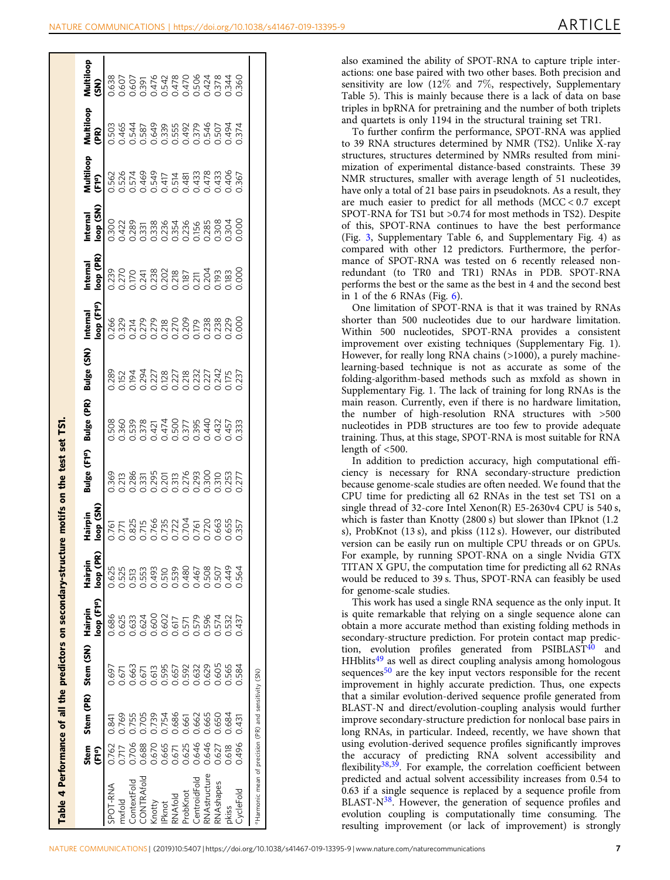**Table 4 Performance of all the predictors on secondary-structure motifs on the test set TS1.**

| | Stem (F1[a]) | Stem (PR) | Stem (SN) | Hairpin loop (F1[a]) | Hairpin loop (PR) | Hairpin loop (SN) | Bulge (F1[a]) | Bulge (PR) | Bulge (SN) | Internal loop (F1[a]) | Internal loop (PR) | Internal loop (SN) | Multiloop (F1[a]) | Multiloop (PR) | Multiloop (SN) |
|---|---|---|---|---|---|---|---|---|---|---|---|---|---|---|---|
| SPOT-RNA | 0.762 | 0.841 | 0.697 | 0.686 | 0.625 | 0.761 | 0.369 | 0.508 | 0.289 | 0.266 | 0.239 | 0.300 | 0.562 | 0.503 | 0.638 |
| mxfold | 0.717 | 0.769 | 0.671 | 0.625 | 0.525 | 0.771 | 0.213 | 0.360 | 0.152 | 0.329 | 0.270 | 0.422 | 0.526 | 0.465 | 0.607 |
| ContextFold | 0.706 | 0.755 | 0.663 | 0.633 | 0.513 | 0.825 | 0.286 | 0.539 | 0.194 | 0.214 | 0.170 | 0.289 | 0.574 | 0.544 | 0.607 |
| CONTRAfold | 0.688 | 0.705 | 0.671 | 0.624 | 0.553 | 0.715 | 0.331 | 0.378 | 0.294 | 0.279 | 0.241 | 0.331 | 0.469 | 0.587 | 0.391 |
| Knotty | 0.670 | 0.739 | 0.613 | 0.600 | 0.493 | 0.766 | 0.295 | 0.421 | 0.227 | 0.279 | 0.238 | 0.338 | 0.549 | 0.649 | 0.476 |
| IPknot | 0.665 | 0.754 | 0.595 | 0.602 | 0.510 | 0.735 | 0.201 | 0.474 | 0.128 | 0.218 | 0.202 | 0.236 | 0.417 | 0.339 | 0.542 |
| RNAfold | 0.671 | 0.686 | 0.657 | 0.617 | 0.539 | 0.722 | 0.313 | 0.500 | 0.227 | 0.270 | 0.218 | 0.354 | 0.514 | 0.555 | 0.478 |
| ProbKnot | 0.625 | 0.661 | 0.592 | 0.571 | 0.480 | 0.704 | 0.276 | 0.377 | 0.218 | 0.209 | 0.187 | 0.236 | 0.481 | 0.492 | 0.470 |
| CentroidFold | 0.646 | 0.662 | 0.632 | 0.579 | 0.467 | 0.761 | 0.293 | 0.395 | 0.232 | 0.179 | 0.211 | 0.156 | 0.433 | 0.379 | 0.506 |
| RNAstructure | 0.646 | 0.665 | 0.629 | 0.596 | 0.508 | 0.720 | 0.300 | 0.440 | 0.227 | 0.238 | 0.204 | 0.285 | 0.478 | 0.546 | 0.424 |
| RNAshapes | 0.627 | 0.650 | 0.605 | 0.574 | 0.507 | 0.663 | 0.310 | 0.432 | 0.242 | 0.238 | 0.193 | 0.308 | 0.433 | 0.507 | 0.378 |
| pkiss | 0.618 | 0.684 | 0.565 | 0.532 | 0.449 | 0.655 | 0.253 | 0.457 | 0.175 | 0.229 | 0.183 | 0.304 | 0.406 | 0.494 | 0.344 |
| CycleFold | 0.496 | 0.431 | 0.584 | 0.437 | 0.564 | 0.357 | 0.277 | 0.333 | 0.237 | 0.000 | 0.000 | 0.000 | 0.367 | 0.374 | 0.360 |

[a] Harmonic mean of precision (PR) and sensitivity (SN)

also examined the ability of SPOT-RNA to capture triple interactions: one base paired with two other bases. Both precision and sensitivity are low (12% and 7%, respectively, Supplementary Table 5). This is mainly because there is a lack of data on base triples in bpRNA for pretraining and the number of both triplets and quartets is only 1194 in the structural training set TR1.

To further confirm the performance, SPOT-RNA was applied to 39 RNA structures determined by NMR (TS2). Unlike X-ray structures, structures determined by NMRs resulted from minimization of experimental distance-based constraints. These 39 NMR structures, smaller with average length of 51 nucleotides, have only a total of 21 base pairs in pseudoknots. As a result, they are much easier to predict for all methods (MCC < 0.7 except SPOT-RNA for TS1 but >0.74 for most methods in TS2). Despite of this, SPOT-RNA continues to have the best performance (Fig. 3, Supplementary Table 6, and Supplementary Fig. 4) as compared with other 12 predictors. Furthermore, the performance of SPOT-RNA was tested on 6 recently released non-redundant (to TR0 and TR1) RNAs in PDB. SPOT-RNA performs the best or the same as the best in 4 and the second best in 1 of the 6 RNAs (Fig. 6).

One limitation of SPOT-RNA is that it was trained by RNAs shorter than 500 nucleotides due to our hardware limitation. Within 500 nucleotides, SPOT-RNA provides a consistent improvement over existing techniques (Supplementary Fig. 1). However, for really long RNA chains (>1000), a purely machine-learning-based technique is not as accurate as some of the folding-algorithm-based methods such as mxfold as shown in Supplementary Fig. 1. The lack of training for long RNAs is the main reason. Currently, even if there is no hardware limitation, the number of high-resolution RNA structures with >500 nucleotides in PDB structures are too few to provide adequate training. Thus, at this stage, SPOT-RNA is most suitable for RNA length of <500.

In addition to prediction accuracy, high computational efficiency is necessary for RNA secondary-structure prediction because genome-scale studies are often needed. We found that the CPU time for predicting all 62 RNAs in the test set TS1 on a single thread of 32-core Intel Xenon(R) E5-2630v4 CPU is 540 s, which is faster than Knotty (2800 s) but slower than IPknot (1.2 s), ProbKnot (13 s), and pkiss (112 s). However, our distributed version can be easily run on multiple CPU threads or on GPUs. For example, by running SPOT-RNA on a single Nvidia GTX TITAN X GPU, the computation time for predicting all 62 RNAs would be reduced to 39 s. Thus, SPOT-RNA can feasibly be used for genome-scale studies.

This work has used a single RNA sequence as the only input. It is quite remarkable that relying on a single sequence alone can obtain a more accurate method than existing folding methods in secondary-structure prediction. For protein contact map prediction, evolution profiles generated from PSIBLAST[40] and HHblits[49] as well as direct coupling analysis among homologous sequences[50] are the key input vectors responsible for the recent improvement in highly accurate prediction. Thus, one expects that a similar evolution-derived sequence profile generated from BLAST-N and direct/evolution-coupling analysis would further improve secondary-structure prediction for nonlocal base pairs in long RNAs, in particular. Indeed, recently, we have shown that using evolution-derived sequence profiles significantly improves the accuracy of predicting RNA solvent accessibility and flexibility[38,39]. For example, the correlation coefficient between predicted and actual solvent accessibility increases from 0.54 to 0.63 if a single sequence is replaced by a sequence profile from BLAST-N[38]. However, the generation of sequence profiles and evolution coupling is computationally time consuming. The resulting improvement (or lack of improvement) is strongly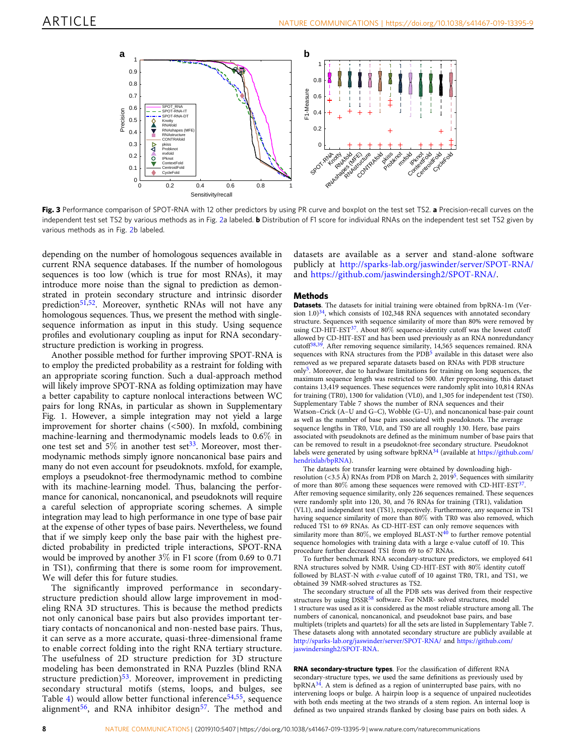**Fig. 3** Performance comparison of SPOT-RNA with 12 other predictors by using PR curve and boxplot on the test set TS2. **a** Precision-recall curves on the independent test set TS2 by various methods as in Fig. 2a labeled. **b** Distribution of F1 score for individual RNAs on the independent test set TS2 given by various methods as in Fig. 2b labeled.

depending on the number of homologous sequences available in current RNA sequence databases. If the number of homologous sequences is too low (which is true for most RNAs), it may introduce more noise than the signal to prediction as demonstrated in protein secondary structure and intrinsic disorder prediction[51,52]. Moreover, synthetic RNAs will not have any homologous sequences. Thus, we present the method with single-sequence information as input in this study. Using sequence profiles and evolutionary coupling as input for RNA secondary-structure prediction is working in progress.

Another possible method for further improving SPOT-RNA is to employ the predicted probability as a restraint for folding with an appropriate scoring function. Such a dual-approach method will likely improve SPOT-RNA as folding optimization may have a better capability to capture nonlocal interactions between WC pairs for long RNAs, in particular as shown in Supplementary Fig. 1. However, a simple integration may not yield a large improvement for shorter chains (<500). In mxfold, combining machine-learning and thermodynamic models leads to 0.6% in one test set and 5% in another test set[33]. Moreover, most thermodynamic methods simply ignore noncanonical base pairs and many do not even account for pseudoknots. mxfold, for example, employs a pseudoknot-free thermodynamic method to combine with its machine-learning model. Thus, balancing the performance for canonical, noncanonical, and pseudoknots will require a careful selection of appropriate scoring schemes. A simple integration may lead to high performance in one type of base pair at the expense of other types of base pairs. Nevertheless, we found that if we simply keep only the base pair with the highest predicted probability in predicted triple interactions, SPOT-RNA would be improved by another 3% in F1 score (from 0.69 to 0.71 in TS1), confirming that there is some room for improvement. We will defer this for future studies.

The significantly improved performance in secondary-structure prediction should allow large improvement in modeling RNA 3D structures. This is because the method predicts not only canonical base pairs but also provides important tertiary contacts of noncanonical and non-nested base pairs. Thus, it can serve as a more accurate, quasi-three-dimensional frame to enable correct folding into the right RNA tertiary structure. The usefulness of 2D structure prediction for 3D structure modeling has been demonstrated in RNA Puzzles (blind RNA structure prediction)[53]. Moreover, improvement in predicting secondary structural motifs (stems, loops, and bulges, see Table 4) would allow better functional inference[54,55], sequence alignment[56], and RNA inhibitor design[57]. The method and datasets are available as a server and stand-alone software publicly at http://sparks-lab.org/jaswinder/server/SPOT-RNA/ and https://github.com/jaswindersingh2/SPOT-RNA/.

## Methods

**Datasets**. The datasets for initial training were obtained from bpRNA-1m (Version 1.0)[34], which consists of 102,348 RNA sequences with annotated secondary structure. Sequences with sequence similarity of more than 80% were removed by using CD-HIT-EST[37]. About 80% sequence-identity cutoff was the lowest cutoff allowed by CD-HIT-EST and has been used previously as an RNA nonredundancy cutoff[38,39]. After removing sequence similarity, 14,565 sequences remained. RNA sequences with RNA structures from the PDB[5] available in this dataset were also removed as we prepared separate datasets based on RNAs with PDB structure only[5]. Moreover, due to hardware limitations for training on long sequences, the maximum sequence length was restricted to 500. After preprocessing, this dataset contains 13,419 sequences. These sequences were randomly split into 10,814 RNAs for training (TR0), 1300 for validation (VL0), and 1,305 for independent test (TS0). Supplementary Table 7 shows the number of RNA sequences and their Watson–Crick (A–U and G–C), Wobble (G–U), and noncanonical base-pair count as well as the number of base pairs associated with pseudoknots. The average sequence lengths in TR0, VL0, and TS0 are all roughly 130. Here, base pairs associated with pseudoknots are defined as the minimum number of base pairs that can be removed to result in a pseudoknot-free secondary structure. Pseudoknot labels were generated by using software bpRNA[34] (available at https://github.com/hendrixlab/bpRNA).

The datasets for transfer learning were obtained by downloading high-resolution (<3.5 Å) RNAs from PDB on March 2, 2019[5]. Sequences with similarity of more than 80% among these sequences were removed with CD-HIT-EST[37]. After removing sequence similarity, only 226 sequences remained. These sequences were randomly split into 120, 30, and 76 RNAs for training (TR1), validation (VL1), and independent test (TS1), respectively. Furthermore, any sequence in TS1 having sequence similarity of more than 80% with TR0 was also removed, which reduced TS1 to 69 RNAs. As CD-HIT-EST can only remove sequences with similarity more than 80%, we employed BLAST-N[40] to further remove potential sequence homologies with training data with a large e-value cutoff of 10. This procedure further decreased TS1 from 69 to 67 RNAs.

To further benchmark RNA secondary-structure predictors, we employed 641 RNA structures solved by NMR. Using CD-HIT-EST with 80% identity cutoff followed by BLAST-N with *e*-value cutoff of 10 against TR0, TR1, and TS1, we obtained 39 NMR-solved structures as TS2.

The secondary structure of all the PDB sets was derived from their respective structures by using DSSR[58] software. For NMR- solved structures, model 1 structure was used as it is considered as the most reliable structure among all. The numbers of canonical, noncanonical, and pseudoknot base pairs, and base multiplets (triplets and quartets) for all the sets are listed in Supplementary Table 7. These datasets along with annotated secondary structure are publicly available at http://sparks-lab.org/jaswinder/server/SPOT-RNA/ and https://github.com/jaswindersingh2/SPOT-RNA.

**RNA secondary-structure types**. For the classification of different RNA secondary-structure types, we used the same definitions as previously used by bpRNA[34]. A stem is defined as a region of uninterrupted base pairs, with no intervening loops or bulge. A hairpin loop is a sequence of unpaired nucleotides with both ends meeting at the two strands of a stem region. An internal loop is defined as two unpaired strands flanked by closing base pairs on both sides. A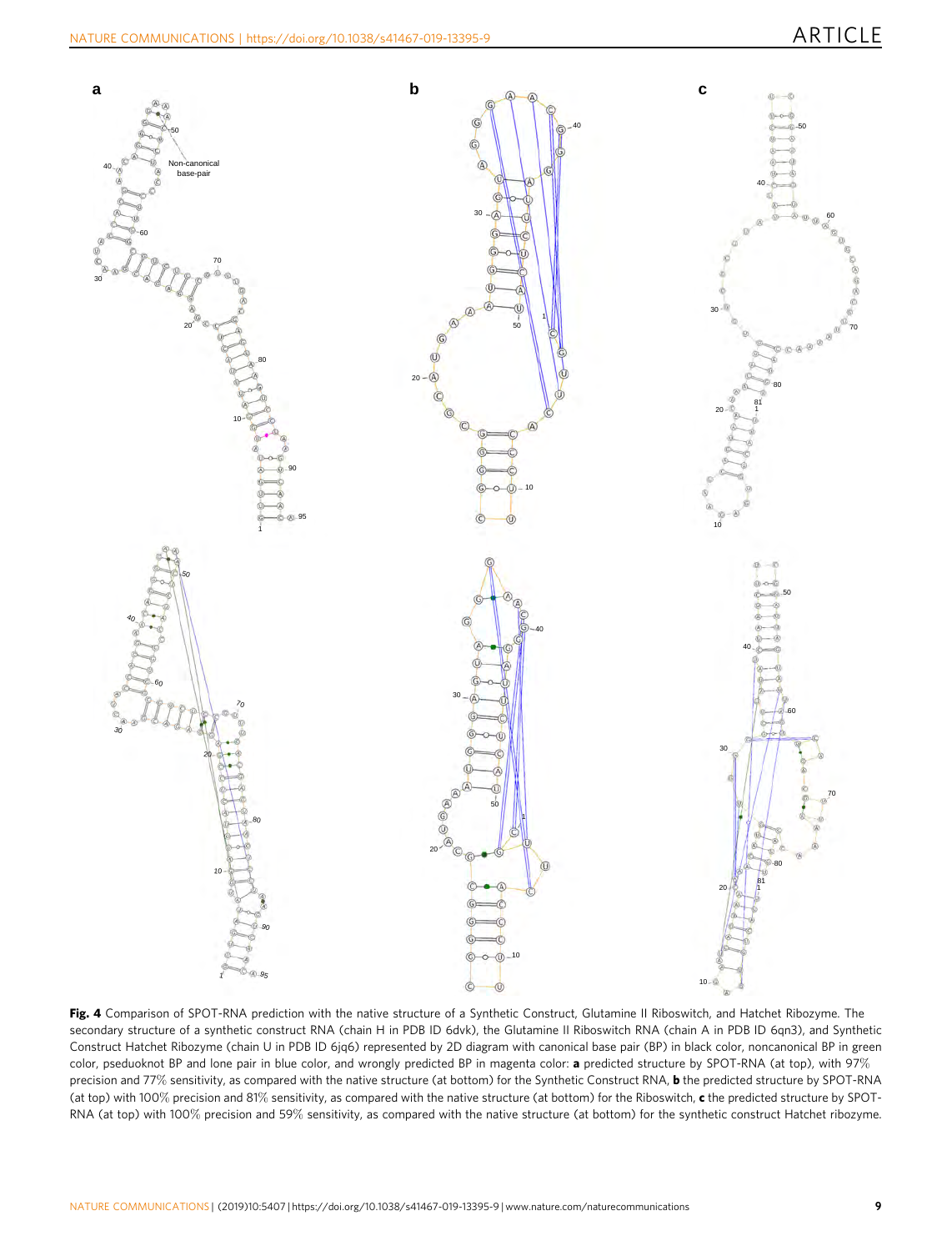**Fig. 4** Comparison of SPOT-RNA prediction with the native structure of a Synthetic Construct, Glutamine II Riboswitch, and Hatchet Ribozyme. The secondary structure of a synthetic construct RNA (chain H in PDB ID 6dvk), the Glutamine II Riboswitch RNA (chain A in PDB ID 6qn3), and Synthetic Construct Hatchet Ribozyme (chain U in PDB ID 6jq6) represented by 2D diagram with canonical base pair (BP) in black color, noncanonical BP in green color, pseudoknot BP and lone pair in blue color, and wrongly predicted BP in magenta color: **a** predicted structure by SPOT-RNA (at top), with 97% precision and 77% sensitivity, as compared with the native structure (at bottom) for the Synthetic Construct RNA, **b** the predicted structure by SPOT-RNA (at top) with 100% precision and 81% sensitivity, as compared with the native structure (at bottom) for the Riboswitch, **c** the predicted structure by SPOT-RNA (at top) with 100% precision and 59% sensitivity, as compared with the native structure (at bottom) for the synthetic construct Hatchet ribozyme.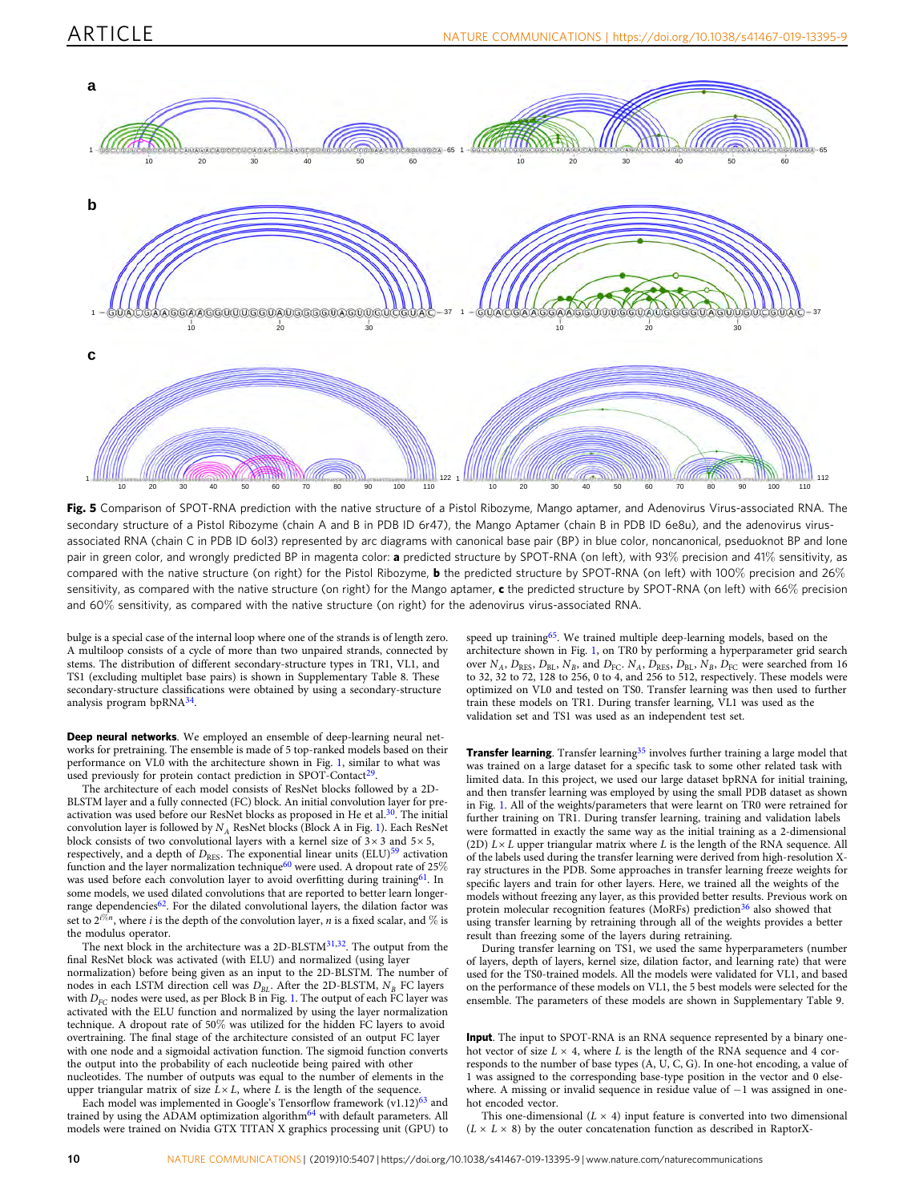**Fig. 5** Comparison of SPOT-RNA prediction with the native structure of a Pistol Ribozyme, Mango aptamer, and Adenovirus Virus-associated RNA. The secondary structure of a Pistol Ribozyme (chain A and B in PDB ID 6r47), the Mango Aptamer (chain B in PDB ID 6e8u), and the adenovirus virus-associated RNA (chain C in PDB ID 6ol3) represented by arc diagrams with canonical base pair (BP) in blue color, noncanonical, pseduoknot BP and lone pair in green color, and wrongly predicted BP in magenta color: **a** predicted structure by SPOT-RNA (on left), with 93% precision and 41% sensitivity, as compared with the native structure (on right) for the Pistol Ribozyme, **b** the predicted structure by SPOT-RNA (on left) with 100% precision and 26% sensitivity, as compared with the native structure (on right) for the Mango aptamer, **c** the predicted structure by SPOT-RNA (on left) with 66% precision and 60% sensitivity, as compared with the native structure (on right) for the adenovirus virus-associated RNA.

bulge is a special case of the internal loop where one of the strands is of length zero. A multiloop consists of a cycle of more than two unpaired strands, connected by stems. The distribution of different secondary-structure types in TR1, VL1, and TS1 (excluding multiplet base pairs) is shown in Supplementary Table 8. These secondary-structure classifications were obtained by using a secondary-structure analysis program bpRNA[34].

**Deep neural networks**. We employed an ensemble of deep-learning neural networks for pretraining. The ensemble is made of 5 top-ranked models based on their performance on VL0 with the architecture shown in Fig. 1, similar to what was used previously for protein contact prediction in SPOT-Contact[29].

The architecture of each model consists of ResNet blocks followed by a 2D-BLSTM layer and a fully connected (FC) block. An initial convolution layer for pre-activation was used before our ResNet blocks as proposed in He et al.[30]. The initial convolution layer is followed by $N_A$ ResNet blocks (Block A in Fig. 1). Each ResNet block consists of two convolutional layers with a kernel size of 3 × 3 and 5 × 5, respectively, and a depth of $D_{RES}$. The exponential linear units (ELU)[59] activation function and the layer normalization technique[60] were used. A dropout rate of 25% was used before each convolution layer to avoid overfitting during training[61]. In some models, we used dilated convolutions that are reported to better learn longer-range dependencies[62]. For the dilated convolutional layers, the dilation factor was set to $2^{i\%n}$, where $i$ is the depth of the convolution layer, $n$ is a fixed scalar, and % is the modulus operator.

The next block in the architecture was a 2D-BLSTM[31,32]. The output from the final ResNet block was activated (with ELU) and normalized (using layer normalization) before being given as an input to the 2D-BLSTM. The number of nodes in each LSTM direction cell was $D_{BL}$. After the 2D-BLSTM, $N_B$ FC layers with $D_{FC}$ nodes were used, as per Block B in Fig. 1. The output of each FC layer was activated with the ELU function and normalized by using the layer normalization technique. A dropout rate of 50% was utilized for the hidden FC layers to avoid overtraining. The final stage of the architecture consisted of an output FC layer with one node and a sigmoidal activation function. The sigmoid function converts the output into the probability of each nucleotide being paired with other nucleotides. The number of outputs was equal to the number of elements in the upper triangular matrix of size $L \times L$, where $L$ is the length of the sequence.

Each model was implemented in Google's Tensorflow framework (v1.12)[63] and trained by using the ADAM optimization algorithm[64] with default parameters. All models were trained on Nvidia GTX TITAN X graphics processing unit (GPU) to speed up training[65]. We trained multiple deep-learning models, based on the architecture shown in Fig. 1, on TR0 by performing a hyperparameter grid search over $N_A$, $D_{RES}$, $D_{BL}$, $N_B$, and $D_{FC}$. $N_A$, $D_{RES}$, $D_{BL}$, $N_B$, $D_{FC}$ were searched from 16 to 32, 32 to 72, 128 to 256, 0 to 4, and 256 to 512, respectively. These models were optimized on VL0 and tested on TS0. Transfer learning was then used to further train these models on TR1. During transfer learning, VL1 was used as the validation set and TS1 was used as an independent test set.

**Transfer learning**. Transfer learning[35] involves further training a large model that was trained on a large dataset for a specific task to some other related task with limited data. In this project, we used our large dataset bpRNA for initial training, and then transfer learning was employed by using the small PDB dataset as shown in Fig. 1. All of the weights/parameters that were learnt on TR0 were retrained for further training on TR1. During transfer learning, training and validation labels were formatted in exactly the same way as the initial training as a 2-dimensional (2D) $L \times L$ upper triangular matrix where $L$ is the length of the RNA sequence. All of the labels used during the transfer learning were derived from high-resolution X-ray structures in the PDB. Some approaches in transfer learning freeze weights for specific layers and train for other layers. Here, we trained all the weights of the models without freezing any layer, as this provided better results. Previous work on protein molecular recognition features (MoRFs) prediction[36] also showed that using transfer learning by retraining through all of the weights provides a better result than freezing some of the layers during retraining.

During transfer learning on TS1, we used the same hyperparameters (number of layers, depth of layers, kernel size, dilation factor, and learning rate) that were used for the TS0-trained models. All the models were validated for VL1, and based on the performance of these models on VL1, the 5 best models were selected for the ensemble. The parameters of these models are shown in Supplementary Table 9.

**Input**. The input to SPOT-RNA is an RNA sequence represented by a binary one-hot vector of size $L \times 4$, where $L$ is the length of the RNA sequence and 4 corresponds to the number of base types (A, U, C, G). In one-hot encoding, a value of 1 was assigned to the corresponding base-type position in the vector and 0 elsewhere. A missing or invalid sequence in residue value of −1 was assigned in one-hot encoded vector.

This one-dimensional ($L \times 4$) input feature is converted into two dimensional ($L \times L \times 8$) by the outer concatenation function as described in RaptorX-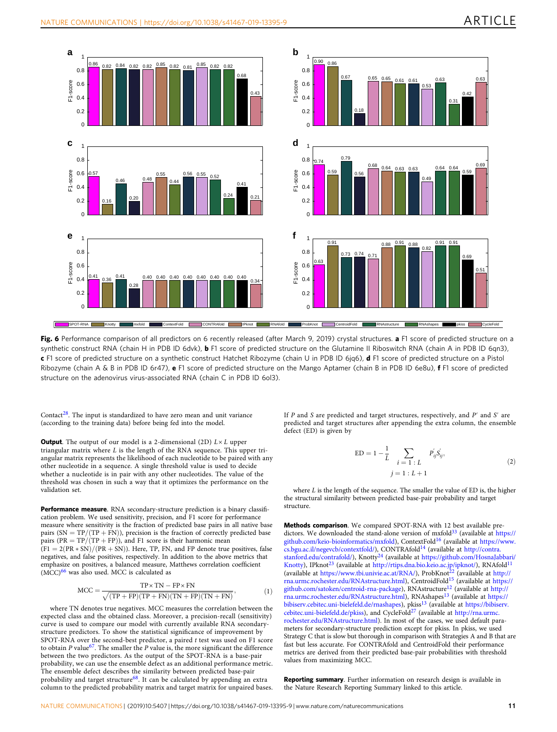Fig. 6 Performance comparison of all predictors on 6 recently released (after March 9, 2019) crystal structures. **a** F1 score of predicted structure on a synthetic construct RNA (chain H in PDB ID 6dvk), **b** F1 score of predicted structure on the Glutamine II Riboswitch RNA (chain A in PDB ID 6qn3), **c** F1 score of predicted structure on a synthetic construct Hatchet Ribozyme (chain U in PDB ID 6jq6), **d** F1 score of predicted structure on a Pistol Ribozyme (chain A & B in PDB ID 6r47), **e** F1 score of predicted structure on the Mango Aptamer (chain B in PDB ID 6e8u), **f** F1 score of predicted structure on the adenovirus virus-associated RNA (chain C in PDB ID 6ol3).

Contact[28]. The input is standardized to have zero mean and unit variance (according to the training data) before being fed into the model.

**Output**. The output of our model is a 2-dimensional (2D) $L \times L$ upper triangular matrix where $L$ is the length of the RNA sequence. This upper triangular matrix represents the likelihood of each nucleotide to be paired with any other nucleotide in a sequence. A single threshold value is used to decide whether a nucleotide is in pair with other nucleotides. The value of the threshold was chosen in such a way that it optimizes the performance on the validation set.

**Performance measure**. RNA secondary-structure prediction is a binary classification problem. We used sensitivity, precision, and F1 score for performance measure where sensitivity is the fraction of predicted base pairs in all native base pairs ($\mathrm{SN} = \mathrm{TP}/(\mathrm{TP} + \mathrm{FN})$), precision is the fraction of correctly predicted base pairs ($\mathrm{PR} = \mathrm{TP}/(\mathrm{TP} + \mathrm{FP})$), and F1 score is their harmonic mean ($\mathrm{F1} = 2(\mathrm{PR} * \mathrm{SN})/(\mathrm{PR} + \mathrm{SN})$). Here, TP, FN, and FP denote true positives, false negatives, and false positives, respectively. In addition to the above metrics that emphasize on positives, a balanced measure, Matthews correlation coefficient (MCC)[66] was also used. MCC is calculated as

$$\mathrm{MCC} = \frac{\mathrm{TP} \times \mathrm{TN} - \mathrm{FP} \times \mathrm{FN}}{\sqrt{(\mathrm{TP} + \mathrm{FP})(\mathrm{TP} + \mathrm{FN})(\mathrm{TN} + \mathrm{FP})(\mathrm{TN} + \mathrm{FN})}}, \tag{1}$$

where TN denotes true negatives. MCC measures the correlation between the expected class and the obtained class. Moreover, a precision-recall (sensitivity) curve is used to compare our model with currently available RNA secondary-structure predictors. To show the statistical significance of improvement by SPOT-RNA over the second-best predictor, a paired $t$ test was used on F1 score to obtain $P$ value[67]. The smaller the $P$ value is, the more significant the difference between the two predictors. As the output of the SPOT-RNA is a base-pair probability, we can use the ensemble defect as an additional performance metric. The ensemble defect describes the similarity between predicted base-pair probability and target structure[68]. It can be calculated by appending an extra column to the predicted probability matrix and target matrix for unpaired bases. If $P$ and $S$ are predicted and target structures, respectively, and $P'$ and $S'$ are predicted and target structures after appending the extra column, the ensemble defect (ED) is given by

$$\mathrm{ED} = 1 - \frac{1}{L} \sum_{\substack{i=1:L \\ j=1:L+1}} P'_{ij} S'_{ij}, \tag{2}$$

where $L$ is the length of the sequence. The smaller the value of ED is, the higher the structural similarity between predicted base-pair probability and target structure.

**Methods comparison**. We compared SPOT-RNA with 12 best available predictors. We downloaded the stand-alone version of mxfold[33] (available at https://github.com/keio-bioinformatics/mxfold), ContextFold[16] (available at https://www.cs.bgu.ac.il/negevcb/contextfold/), CONTRAfold[14] (available at http://contra.stanford.edu/contrafold/), Knotty[24] (available at https://github.com/HosnaJabbari/Knotty), IPknot[23] (available at http://rtips.dna.bio.keio.ac.jp/ipknot/), RNAfold[11] (available at https://www.tbi.univie.ac.at/RNA/), ProbKnot[22] (available at http://rna.urmc.rochester.edu/RNAstructure.html), CentroidFold[15] (available at https://github.com/satoken/centroid-rna-package), RNAstructure[12] (available at http://rna.urmc.rochester.edu/RNAstructure.html), RNAshapes[13] (available at https://bibiserv.cebitec.uni-bielefeld.de/rnashapes), pkiss[13] (available at https://bibiserv.cebitec.uni-bielefeld.de/pkiss), and CycleFold[27] (available at http://rna.urmc.rochester.edu/RNAstructure.html). In most of the cases, we used default parameters for secondary-structure prediction except for pkiss. In pkiss, we used Strategy C that is slow but thorough in comparison with Strategies A and B that are fast but less accurate. For CONTRAfold and CentroidFold their performance metrics are derived from their predicted base-pair probabilities with threshold values from maximizing MCC.

**Reporting summary**. Further information on research design is available in the Nature Research Reporting Summary linked to this article.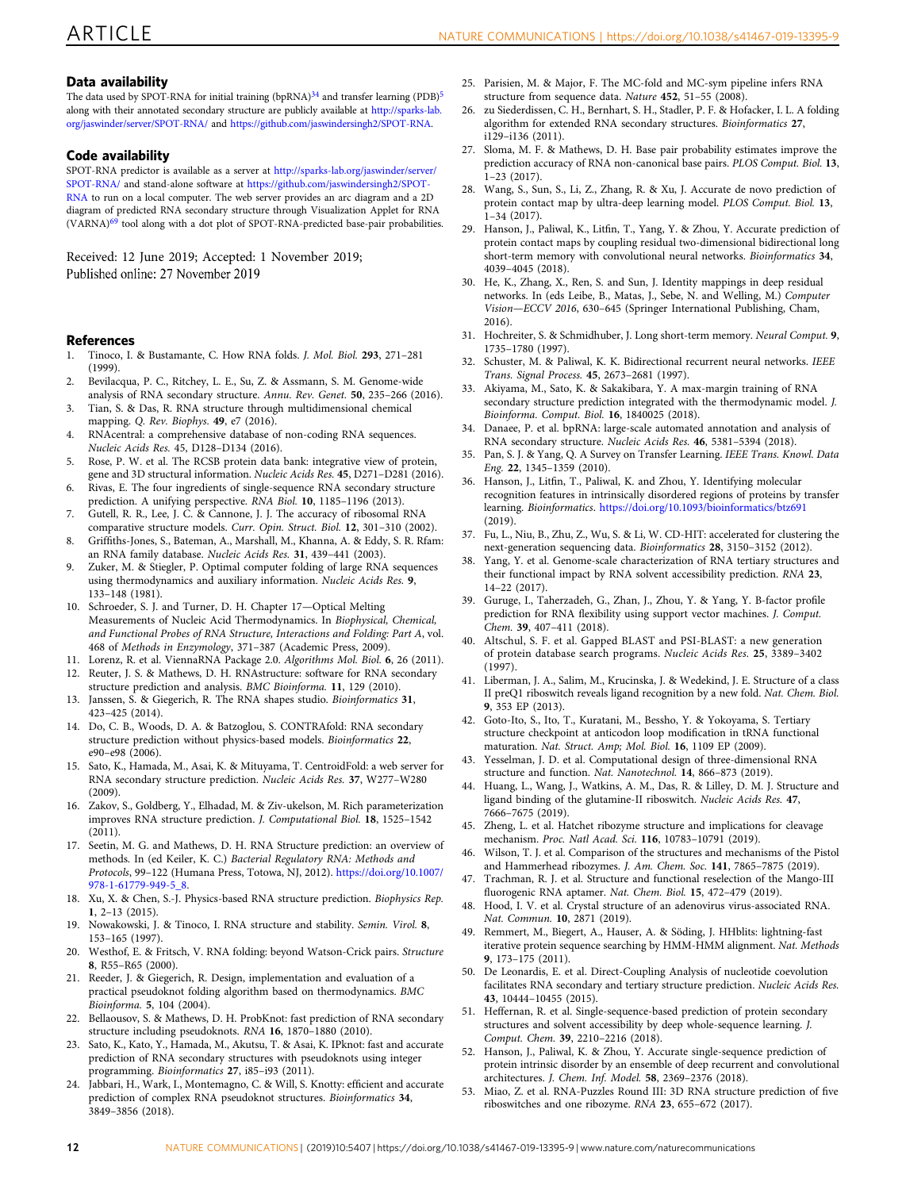## Data availability

The data used by SPOT-RNA for initial training (bpRNA)[34] and transfer learning (PDB)[5] along with their annotated secondary structure are publicly available at http://sparks-lab.org/jaswinder/server/SPOT-RNA/ and https://github.com/jaswindersingh2/SPOT-RNA.

## Code availability

SPOT-RNA predictor is available as a server at http://sparks-lab.org/jaswinder/server/SPOT-RNA/ and stand-alone software at https://github.com/jaswindersingh2/SPOT-RNA to run on a local computer. The web server provides an arc diagram and a 2D diagram of predicted RNA secondary structure through Visualization Applet for RNA (VARNA)[69] tool along with a dot plot of SPOT-RNA-predicted base-pair probabilities.

Received: 12 June 2019; Accepted: 1 November 2019;
Published online: 27 November 2019

## References

1. Tinoco, I. & Bustamante, C. How RNA folds. *J. Mol. Biol.* **293**, 271–281 (1999).
2. Bevilacqua, P. C., Ritchey, L. E., Su, Z. & Assmann, S. M. Genome-wide analysis of RNA secondary structure. *Annu. Rev. Genet.* **50**, 235–266 (2016).
3. Tian, S. & Das, R. RNA structure through multidimensional chemical mapping. *Q. Rev. Biophys.* **49**, e7 (2016).
4. RNAcentral: a comprehensive database of non-coding RNA sequences. *Nucleic Acids Res.* 45, D128–D134 (2016).
5. Rose, P. W. et al. The RCSB protein data bank: integrative view of protein, gene and 3D structural information. *Nucleic Acids Res.* **45**, D271–D281 (2016).
6. Rivas, E. The four ingredients of single-sequence RNA secondary structure prediction. A unifying perspective. *RNA Biol.* **10**, 1185–1196 (2013).
7. Gutell, R. R., Lee, J. C. & Cannone, J. J. The accuracy of ribosomal RNA comparative structure models. *Curr. Opin. Struct. Biol.* **12**, 301–310 (2002).
8. Griffiths-Jones, S., Bateman, A., Marshall, M., Khanna, A. & Eddy, S. R. Rfam: an RNA family database. *Nucleic Acids Res.* **31**, 439–441 (2003).
9. Zuker, M. & Stiegler, P. Optimal computer folding of large RNA sequences using thermodynamics and auxiliary information. *Nucleic Acids Res.* **9**, 133–148 (1981).
10. Schroeder, S. J. and Turner, D. H. Chapter 17—Optical Melting Measurements of Nucleic Acid Thermodynamics. In *Biophysical, Chemical, and Functional Probes of RNA Structure, Interactions and Folding: Part A*, vol. 468 of *Methods in Enzymology*, 371–387 (Academic Press, 2009).
11. Lorenz, R. et al. ViennaRNA Package 2.0. *Algorithms Mol. Biol.* **6**, 26 (2011).
12. Reuter, J. S. & Mathews, D. H. RNAstructure: software for RNA secondary structure prediction and analysis. *BMC Bioinforma.* **11**, 129 (2010).
13. Janssen, S. & Giegerich, R. The RNA shapes studio. *Bioinformatics* **31**, 423–425 (2014).
14. Do, C. B., Woods, D. A. & Batzoglou, S. CONTRAfold: RNA secondary structure prediction without physics-based models. *Bioinformatics* **22**, e90–e98 (2006).
15. Sato, K., Hamada, M., Asai, K. & Mituyama, T. CentroidFold: a web server for RNA secondary structure prediction. *Nucleic Acids Res.* **37**, W277–W280 (2009).
16. Zakov, S., Goldberg, Y., Elhadad, M. & Ziv-ukelson, M. Rich parameterization improves RNA structure prediction. *J. Computational Biol.* **18**, 1525–1542 (2011).
17. Seetin, M. G. and Mathews, D. H. RNA Structure prediction: an overview of methods. In (ed Keiler, K. C.) *Bacterial Regulatory RNA: Methods and Protocols*, 99–122 (Humana Press, Totowa, NJ, 2012). https://doi.org/10.1007/978-1-61779-949-5_8.
18. Xu, X. & Chen, S.-J. Physics-based RNA structure prediction. *Biophysics Rep.* **1**, 2–13 (2015).
19. Nowakowski, J. & Tinoco, I. RNA structure and stability. *Semin. Virol.* **8**, 153–165 (1997).
20. Westhof, E. & Fritsch, V. RNA folding: beyond Watson-Crick pairs. *Structure* **8**, R55–R65 (2000).
21. Reeder, J. & Giegerich, R. Design, implementation and evaluation of a practical pseudoknot folding algorithm based on thermodynamics. *BMC Bioinforma.* **5**, 104 (2004).
22. Bellaousov, S. & Mathews, D. H. ProbKnot: fast prediction of RNA secondary structure including pseudoknots. *RNA* **16**, 1870–1880 (2010).
23. Sato, K., Kato, Y., Hamada, M., Akutsu, T. & Asai, K. IPknot: fast and accurate prediction of RNA secondary structures with pseudoknots using integer programming. *Bioinformatics* **27**, i85–i93 (2011).
24. Jabbari, H., Wark, I., Montemagno, C. & Will, S. Knotty: efficient and accurate prediction of complex RNA pseudoknot structures. *Bioinformatics* **34**, 3849–3856 (2018).
25. Parisien, M. & Major, F. The MC-fold and MC-sym pipeline infers RNA structure from sequence data. *Nature* **452**, 51–55 (2008).
26. zu Siederdissen, C. H., Bernhart, S. H., Stadler, P. F. & Hofacker, I. L. A folding algorithm for extended RNA secondary structures. *Bioinformatics* **27**, i129–i136 (2011).
27. Sloma, M. F. & Mathews, D. H. Base pair probability estimates improve the prediction accuracy of RNA non-canonical base pairs. *PLOS Comput. Biol.* **13**, 1–23 (2017).
28. Wang, S., Sun, S., Li, Z., Zhang, R. & Xu, J. Accurate de novo prediction of protein contact map by ultra-deep learning model. *PLOS Comput. Biol.* **13**, 1–34 (2017).
29. Hanson, J., Paliwal, K., Litfin, T., Yang, Y. & Zhou, Y. Accurate prediction of protein contact maps by coupling residual two-dimensional bidirectional long short-term memory with convolutional neural networks. *Bioinformatics* **34**, 4039–4045 (2018).
30. He, K., Zhang, X., Ren, S. and Sun, J. Identity mappings in deep residual networks. In (eds Leibe, B., Matas, J., Sebe, N. and Welling, M.) *Computer Vision—ECCV 2016*, 630–645 (Springer International Publishing, Cham, 2016).
31. Hochreiter, S. & Schmidhuber, J. Long short-term memory. *Neural Comput.* **9**, 1735–1780 (1997).
32. Schuster, M. & Paliwal, K. K. Bidirectional recurrent neural networks. *IEEE Trans. Signal Process.* **45**, 2673–2681 (1997).
33. Akiyama, M., Sato, K. & Sakakibara, Y. A max-margin training of RNA secondary structure prediction integrated with the thermodynamic model. *J. Bioinforma. Comput. Biol.* **16**, 1840025 (2018).
34. Danaee, P. et al. bpRNA: large-scale automated annotation and analysis of RNA secondary structure. *Nucleic Acids Res.* **46**, 5381–5394 (2018).
35. Pan, S. J. & Yang, Q. A Survey on Transfer Learning. *IEEE Trans. Knowl. Data Eng.* **22**, 1345–1359 (2010).
36. Hanson, J., Litfin, T., Paliwal, K. and Zhou, Y. Identifying molecular recognition features in intrinsically disordered regions of proteins by transfer learning. *Bioinformatics*. https://doi.org/10.1093/bioinformatics/btz691 (2019).
37. Fu, L., Niu, B., Zhu, Z., Wu, S. & Li, W. CD-HIT: accelerated for clustering the next-generation sequencing data. *Bioinformatics* **28**, 3150–3152 (2012).
38. Yang, Y. et al. Genome-scale characterization of RNA tertiary structures and their functional impact by RNA solvent accessibility prediction. *RNA* **23**, 14–22 (2017).
39. Guruge, I., Taherzadeh, G., Zhan, J., Zhou, Y. & Yang, Y. B-factor profile prediction for RNA flexibility using support vector machines. *J. Comput. Chem.* **39**, 407–411 (2018).
40. Altschul, S. F. et al. Gapped BLAST and PSI-BLAST: a new generation of protein database search programs. *Nucleic Acids Res.* **25**, 3389–3402 (1997).
41. Liberman, J. A., Salim, M., Krucinska, J. & Wedekind, J. E. Structure of a class II preQ1 riboswitch reveals ligand recognition by a new fold. *Nat. Chem. Biol.* **9**, 353 EP (2013).
42. Goto-Ito, S., Ito, T., Kuratani, M., Bessho, Y. & Yokoyama, S. Tertiary structure checkpoint at anticodon loop modification in tRNA functional maturation. *Nat. Struct. Amp; Mol. Biol.* **16**, 1109 EP (2009).
43. Yesselman, J. D. et al. Computational design of three-dimensional RNA structure and function. *Nat. Nanotechnol.* **14**, 866–873 (2019).
44. Huang, L., Wang, J., Watkins, A. M., Das, R. & Lilley, D. M. J. Structure and ligand binding of the glutamine-II riboswitch. *Nucleic Acids Res.* **47**, 7666–7675 (2019).
45. Zheng, L. et al. Hatchet ribozyme structure and implications for cleavage mechanism. *Proc. Natl Acad. Sci.* **116**, 10783–10791 (2019).
46. Wilson, T. J. et al. Comparison of the structures and mechanisms of the Pistol and Hammerhead ribozymes. *J. Am. Chem. Soc.* **141**, 7865–7875 (2019).
47. Trachman, R. J. et al. Structure and functional reselection of the Mango-III fluorogenic RNA aptamer. *Nat. Chem. Biol.* **15**, 472–479 (2019).
48. Hood, I. V. et al. Crystal structure of an adenovirus virus-associated RNA. *Nat. Commun.* **10**, 2871 (2019).
49. Remmert, M., Biegert, A., Hauser, A. & Söding, J. HHblits: lightning-fast iterative protein sequence searching by HMM-HMM alignment. *Nat. Methods* **9**, 173–175 (2011).
50. De Leonardis, E. et al. Direct-Coupling Analysis of nucleotide coevolution facilitates RNA secondary and tertiary structure prediction. *Nucleic Acids Res.* **43**, 10444–10455 (2015).
51. Heffernan, R. et al. Single-sequence-based prediction of protein secondary structures and solvent accessibility by deep whole-sequence learning. *J. Comput. Chem.* **39**, 2210–2216 (2018).
52. Hanson, J., Paliwal, K. & Zhou, Y. Accurate single-sequence prediction of protein intrinsic disorder by an ensemble of deep recurrent and convolutional architectures. *J. Chem. Inf. Model.* **58**, 2369–2376 (2018).
53. Miao, Z. et al. RNA-Puzzles Round III: 3D RNA structure prediction of five riboswitches and one ribozyme. *RNA* **23**, 655–672 (2017).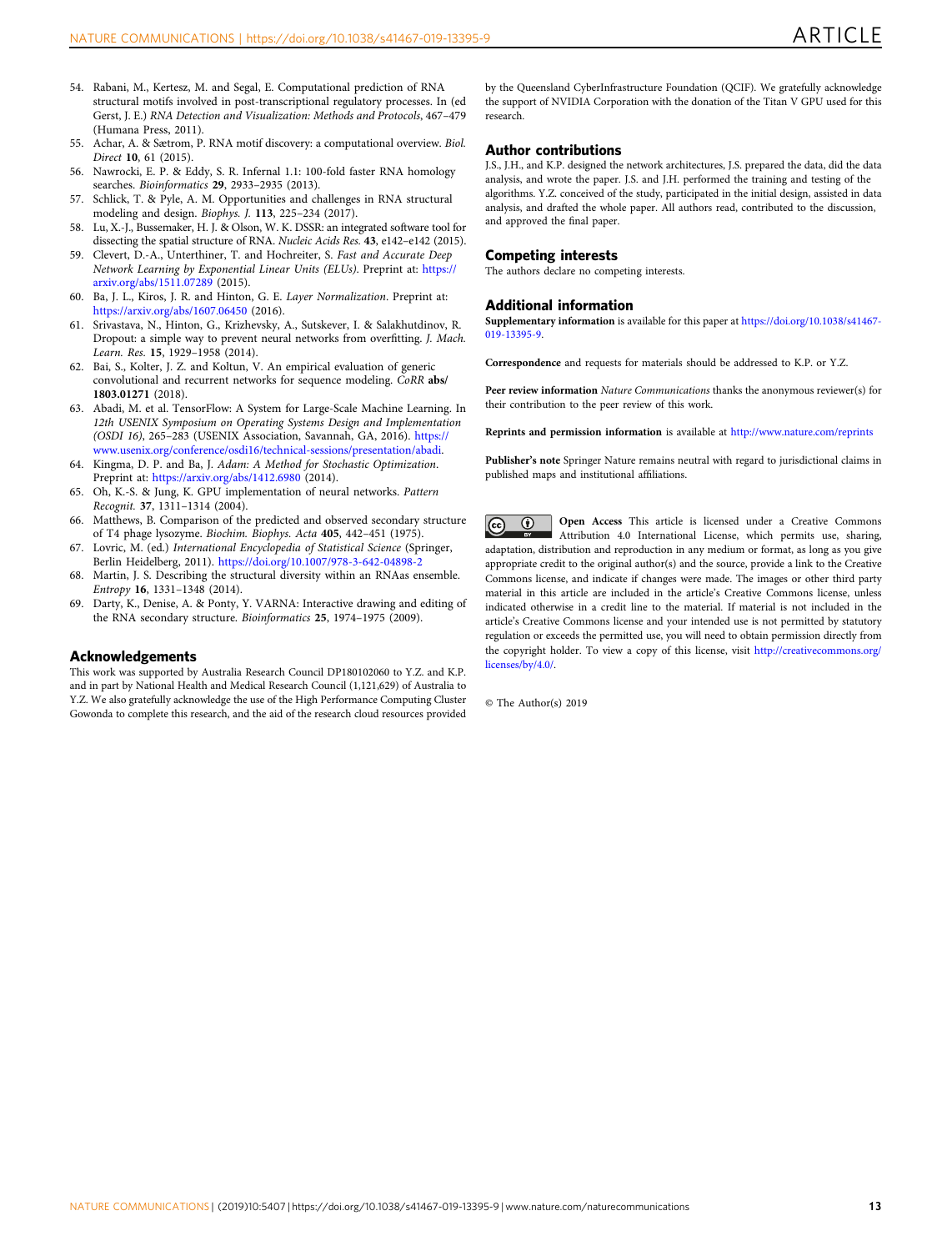54. Rabani, M., Kertesz, M. and Segal, E. Computational prediction of RNA structural motifs involved in post-transcriptional regulatory processes. In (ed Gerst, J. E.) *RNA Detection and Visualization: Methods and Protocols*, 467–479 (Humana Press, 2011).
55. Achar, A. & Sætrom, P. RNA motif discovery: a computational overview. *Biol. Direct* **10**, 61 (2015).
56. Nawrocki, E. P. & Eddy, S. R. Infernal 1.1: 100-fold faster RNA homology searches. *Bioinformatics* **29**, 2933–2935 (2013).
57. Schlick, T. & Pyle, A. M. Opportunities and challenges in RNA structural modeling and design. *Biophys. J.* **113**, 225–234 (2017).
58. Lu, X.-J., Bussemaker, H. J. & Olson, W. K. DSSR: an integrated software tool for dissecting the spatial structure of RNA. *Nucleic Acids Res.* **43**, e142–e142 (2015).
59. Clevert, D.-A., Unterthiner, T. and Hochreiter, S. *Fast and Accurate Deep Network Learning by Exponential Linear Units (ELUs)*. Preprint at: https://arxiv.org/abs/1511.07289 (2015).
60. Ba, J. L., Kiros, J. R. and Hinton, G. E. *Layer Normalization*. Preprint at: https://arxiv.org/abs/1607.06450 (2016).
61. Srivastava, N., Hinton, G., Krizhevsky, A., Sutskever, I. & Salakhutdinov, R. Dropout: a simple way to prevent neural networks from overfitting. *J. Mach. Learn. Res.* **15**, 1929–1958 (2014).
62. Bai, S., Kolter, J. Z. and Koltun, V. An empirical evaluation of generic convolutional and recurrent networks for sequence modeling. *CoRR* **abs/1803.01271** (2018).
63. Abadi, M. et al. TensorFlow: A System for Large-Scale Machine Learning. In *12th USENIX Symposium on Operating Systems Design and Implementation (OSDI 16)*, 265–283 (USENIX Association, Savannah, GA, 2016). https://www.usenix.org/conference/osdi16/technical-sessions/presentation/abadi.
64. Kingma, D. P. and Ba, J. *Adam: A Method for Stochastic Optimization*. Preprint at: https://arxiv.org/abs/1412.6980 (2014).
65. Oh, K.-S. & Jung, K. GPU implementation of neural networks. *Pattern Recognit.* **37**, 1311–1314 (2004).
66. Matthews, B. Comparison of the predicted and observed secondary structure of T4 phage lysozyme. *Biochim. Biophys. Acta* **405**, 442–451 (1975).
67. Lovric, M. (ed.) *International Encyclopedia of Statistical Science* (Springer, Berlin Heidelberg, 2011). https://doi.org/10.1007/978-3-642-04898-2
68. Martin, J. S. Describing the structural diversity within an RNAas ensemble. *Entropy* **16**, 1331–1348 (2014).
69. Darty, K., Denise, A. & Ponty, Y. VARNA: Interactive drawing and editing of the RNA secondary structure. *Bioinformatics* **25**, 1974–1975 (2009).

## Acknowledgements

This work was supported by Australia Research Council DP180102060 to Y.Z. and K.P. and in part by National Health and Medical Research Council (1,121,629) of Australia to Y.Z. We also gratefully acknowledge the use of the High Performance Computing Cluster Gowonda to complete this research, and the aid of the research cloud resources provided by the Queensland CyberInfrastructure Foundation (QCIF). We gratefully acknowledge the support of NVIDIA Corporation with the donation of the Titan V GPU used for this research.

## Author contributions

J.S., J.H., and K.P. designed the network architectures, J.S. prepared the data, did the data analysis, and wrote the paper. J.S. and J.H. performed the training and testing of the algorithms. Y.Z. conceived of the study, participated in the initial design, assisted in data analysis, and drafted the whole paper. All authors read, contributed to the discussion, and approved the final paper.

## Competing interests

The authors declare no competing interests.

## Additional information

**Supplementary information** is available for this paper at https://doi.org/10.1038/s41467-019-13395-9.

**Correspondence** and requests for materials should be addressed to K.P. or Y.Z.

**Peer review information** *Nature Communications* thanks the anonymous reviewer(s) for their contribution to the peer review of this work.

**Reprints and permission information** is available at http://www.nature.com/reprints

**Publisher's note** Springer Nature remains neutral with regard to jurisdictional claims in published maps and institutional affiliations.

**Open Access** This article is licensed under a Creative Commons Attribution 4.0 International License, which permits use, sharing, adaptation, distribution and reproduction in any medium or format, as long as you give appropriate credit to the original author(s) and the source, provide a link to the Creative Commons license, and indicate if changes were made. The images or other third party material in this article are included in the article's Creative Commons license, unless indicated otherwise in a credit line to the material. If material is not included in the article's Creative Commons license and your intended use is not permitted by statutory regulation or exceeds the permitted use, you will need to obtain permission directly from the copyright holder. To view a copy of this license, visit http://creativecommons.org/licenses/by/4.0/.

© The Author(s) 2019